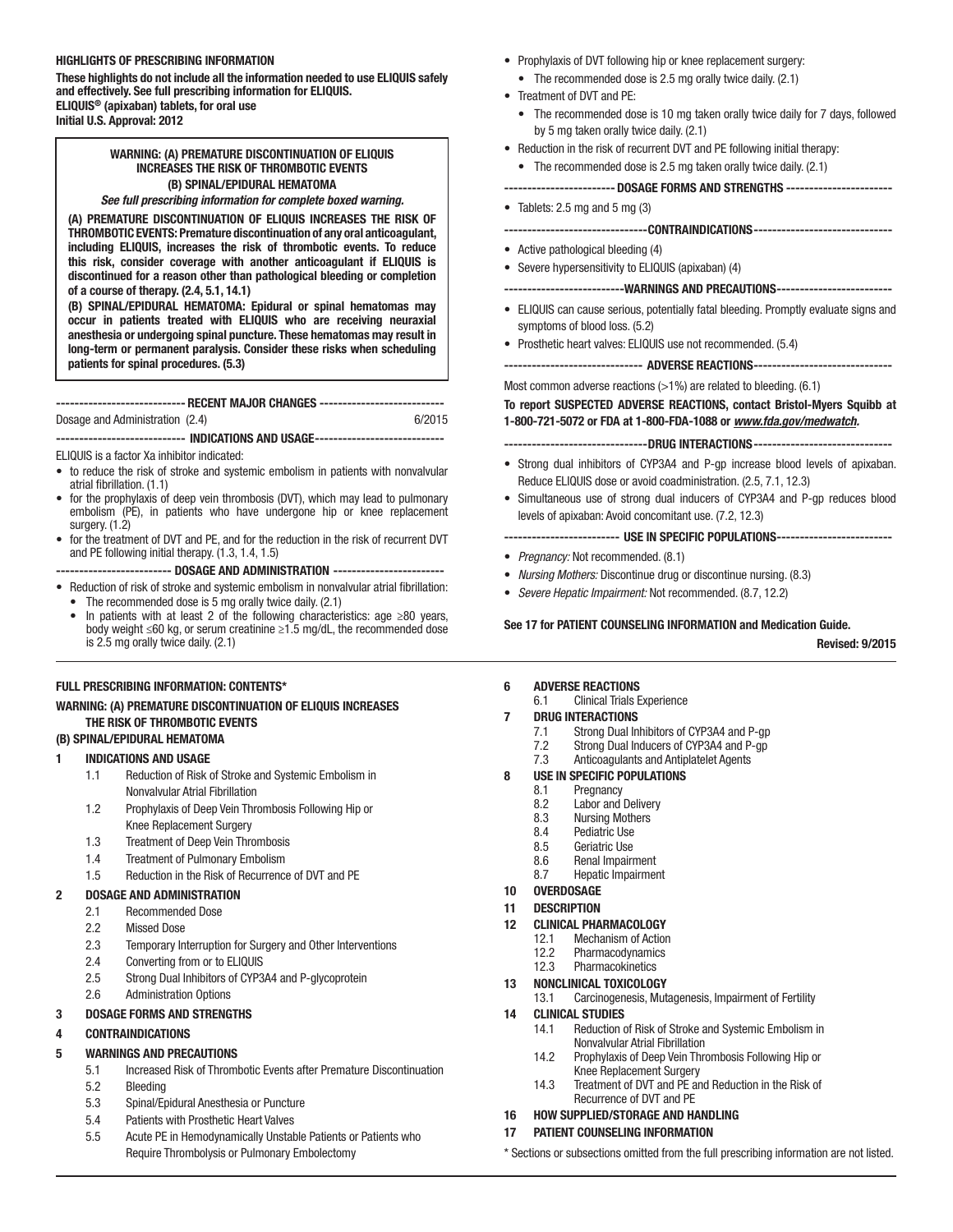**HIGHLIGHTS OF PRESCRIBING INFORMATION**

**These highlights do not include all the information needed to use ELIQUIS safely and effectively. See full prescribing information for ELIQUIS.**

**ELIQUIS® (apixaban) tablets, for oral use**

**Initial U.S. Approval: 2012**

**WARNING: (A) PREMATURE DISCONTINUATION OF ELIQUIS INCREASES THE RISK OF THROMBOTIC EVENTS**
**(B) SPINAL/EPIDURAL HEMATOMA**

***See full prescribing information for complete boxed warning.***

**(A) PREMATURE DISCONTINUATION OF ELIQUIS INCREASES THE RISK OF THROMBOTIC EVENTS: Premature discontinuation of any oral anticoagulant, including ELIQUIS, increases the risk of thrombotic events. To reduce this risk, consider coverage with another anticoagulant if ELIQUIS is discontinued for a reason other than pathological bleeding or completion of a course of therapy. (2.4, 5.1, 14.1)**

**(B) SPINAL/EPIDURAL HEMATOMA: Epidural or spinal hematomas may occur in patients treated with ELIQUIS who are receiving neuraxial anesthesia or undergoing spinal puncture. These hematomas may result in long-term or permanent paralysis. Consider these risks when scheduling patients for spinal procedures. (5.3)**

**--------------------------- RECENT MAJOR CHANGES ---------------------------**

Dosage and Administration (2.4) 6/2015

**--------------------------- INDICATIONS AND USAGE---------------------------**

ELIQUIS is a factor Xa inhibitor indicated:

- to reduce the risk of stroke and systemic embolism in patients with nonvalvular atrial fibrillation. (1.1)
- for the prophylaxis of deep vein thrombosis (DVT), which may lead to pulmonary embolism (PE), in patients who have undergone hip or knee replacement surgery. (1.2)
- for the treatment of DVT and PE, and for the reduction in the risk of recurrent DVT and PE following initial therapy. (1.3, 1.4, 1.5)

**------------------------ DOSAGE AND ADMINISTRATION ------------------------**

- Reduction of risk of stroke and systemic embolism in nonvalvular atrial fibrillation:
  - The recommended dose is 5 mg orally twice daily. (2.1)
  - In patients with at least 2 of the following characteristics: age ≥80 years, body weight ≤60 kg, or serum creatinine ≥1.5 mg/dL, the recommended dose is 2.5 mg orally twice daily. (2.1)
- Prophylaxis of DVT following hip or knee replacement surgery:
  - The recommended dose is 2.5 mg orally twice daily. (2.1)
- Treatment of DVT and PE:
  - The recommended dose is 10 mg taken orally twice daily for 7 days, followed by 5 mg taken orally twice daily. (2.1)
- Reduction in the risk of recurrent DVT and PE following initial therapy:
  - The recommended dose is 2.5 mg taken orally twice daily. (2.1)

**----------------------- DOSAGE FORMS AND STRENGTHS -----------------------**

- Tablets: 2.5 mg and 5 mg (3)

**------------------------------CONTRAINDICATIONS------------------------------**

- Active pathological bleeding (4)
- Severe hypersensitivity to ELIQUIS (apixaban) (4)

**------------------------WARNINGS AND PRECAUTIONS------------------------**

- ELIQUIS can cause serious, potentially fatal bleeding. Promptly evaluate signs and symptoms of blood loss. (5.2)
- Prosthetic heart valves: ELIQUIS use not recommended. (5.4)

**------------------------------ ADVERSE REACTIONS------------------------------**

Most common adverse reactions (>1%) are related to bleeding. (6.1)

**To report SUSPECTED ADVERSE REACTIONS, contact Bristol-Myers Squibb at 1-800-721-5072 or FDA at 1-800-FDA-1088 or *www.fda.gov/medwatch*.**

**------------------------------DRUG INTERACTIONS------------------------------**

- Strong dual inhibitors of CYP3A4 and P-gp increase blood levels of apixaban. Reduce ELIQUIS dose or avoid coadministration. (2.5, 7.1, 12.3)
- Simultaneous use of strong dual inducers of CYP3A4 and P-gp reduces blood levels of apixaban: Avoid concomitant use. (7.2, 12.3)

**------------------------ USE IN SPECIFIC POPULATIONS------------------------**

- *Pregnancy:* Not recommended. (8.1)
- *Nursing Mothers:* Discontinue drug or discontinue nursing. (8.3)
- *Severe Hepatic Impairment:* Not recommended. (8.7, 12.2)

**See 17 for PATIENT COUNSELING INFORMATION and Medication Guide.**

**Revised: 9/2015**

---

**FULL PRESCRIBING INFORMATION: CONTENTS***

**WARNING: (A) PREMATURE DISCONTINUATION OF ELIQUIS INCREASES THE RISK OF THROMBOTIC EVENTS**
**(B) SPINAL/EPIDURAL HEMATOMA**

**1 INDICATIONS AND USAGE**
- 1.1 Reduction of Risk of Stroke and Systemic Embolism in Nonvalvular Atrial Fibrillation
- 1.2 Prophylaxis of Deep Vein Thrombosis Following Hip or Knee Replacement Surgery
- 1.3 Treatment of Deep Vein Thrombosis
- 1.4 Treatment of Pulmonary Embolism
- 1.5 Reduction in the Risk of Recurrence of DVT and PE

**2 DOSAGE AND ADMINISTRATION**
- 2.1 Recommended Dose
- 2.2 Missed Dose
- 2.3 Temporary Interruption for Surgery and Other Interventions
- 2.4 Converting from or to ELIQUIS
- 2.5 Strong Dual Inhibitors of CYP3A4 and P-glycoprotein
- 2.6 Administration Options

**3 DOSAGE FORMS AND STRENGTHS**

**4 CONTRAINDICATIONS**

**5 WARNINGS AND PRECAUTIONS**
- 5.1 Increased Risk of Thrombotic Events after Premature Discontinuation
- 5.2 Bleeding
- 5.3 Spinal/Epidural Anesthesia or Puncture
- 5.4 Patients with Prosthetic Heart Valves
- 5.5 Acute PE in Hemodynamically Unstable Patients or Patients who Require Thrombolysis or Pulmonary Embolectomy

**6 ADVERSE REACTIONS**
- 6.1 Clinical Trials Experience

**7 DRUG INTERACTIONS**
- 7.1 Strong Dual Inhibitors of CYP3A4 and P-gp
- 7.2 Strong Dual Inducers of CYP3A4 and P-gp
- 7.3 Anticoagulants and Antiplatelet Agents

**8 USE IN SPECIFIC POPULATIONS**
- 8.1 Pregnancy
- 8.2 Labor and Delivery
- 8.3 Nursing Mothers
- 8.4 Pediatric Use
- 8.5 Geriatric Use
- 8.6 Renal Impairment
- 8.7 Hepatic Impairment

**10 OVERDOSAGE**

**11 DESCRIPTION**

**12 CLINICAL PHARMACOLOGY**
- 12.1 Mechanism of Action
- 12.2 Pharmacodynamics
- 12.3 Pharmacokinetics

**13 NONCLINICAL TOXICOLOGY**
- 13.1 Carcinogenesis, Mutagenesis, Impairment of Fertility

**14 CLINICAL STUDIES**
- 14.1 Reduction of Risk of Stroke and Systemic Embolism in Nonvalvular Atrial Fibrillation
- 14.2 Prophylaxis of Deep Vein Thrombosis Following Hip or Knee Replacement Surgery
- 14.3 Treatment of DVT and PE and Reduction in the Risk of Recurrence of DVT and PE

**16 HOW SUPPLIED/STORAGE AND HANDLING**

**17 PATIENT COUNSELING INFORMATION**

\* Sections or subsections omitted from the full prescribing information are not listed.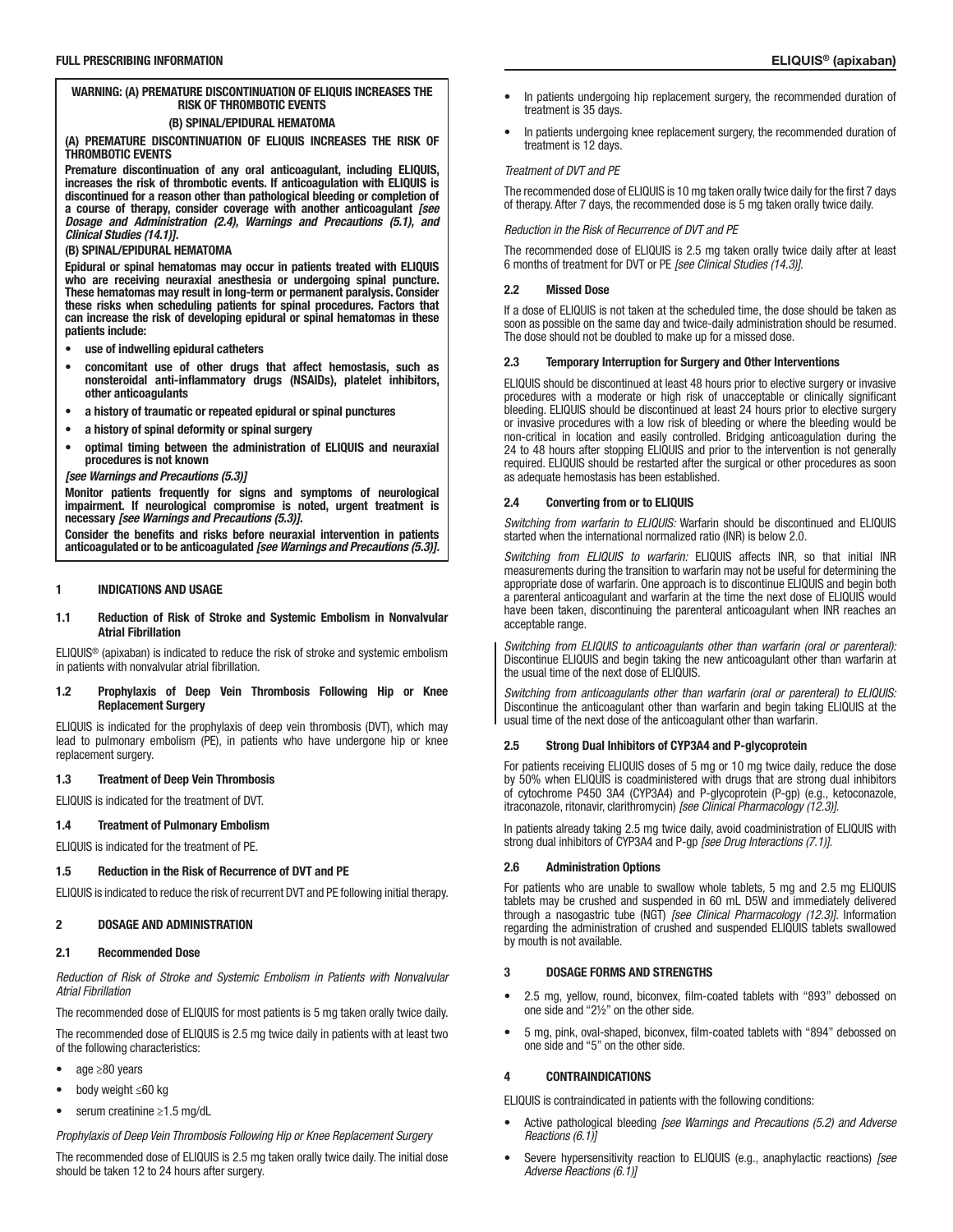## FULL PRESCRIBING INFORMATION

**WARNING: (A) PREMATURE DISCONTINUATION OF ELIQUIS INCREASES THE RISK OF THROMBOTIC EVENTS**

**(B) SPINAL/EPIDURAL HEMATOMA**

**(A) PREMATURE DISCONTINUATION OF ELIQUIS INCREASES THE RISK OF THROMBOTIC EVENTS**

**Premature discontinuation of any oral anticoagulant, including ELIQUIS, increases the risk of thrombotic events. If anticoagulation with ELIQUIS is discontinued for a reason other than pathological bleeding or completion of a course of therapy, consider coverage with another anticoagulant *[see Dosage and Administration (2.4), Warnings and Precautions (5.1), and Clinical Studies (14.1)]*.**

**(B) SPINAL/EPIDURAL HEMATOMA**

**Epidural or spinal hematomas may occur in patients treated with ELIQUIS who are receiving neuraxial anesthesia or undergoing spinal puncture. These hematomas may result in long-term or permanent paralysis. Consider these risks when scheduling patients for spinal procedures. Factors that can increase the risk of developing epidural or spinal hematomas in these patients include:**

- **use of indwelling epidural catheters**
- **concomitant use of other drugs that affect hemostasis, such as nonsteroidal anti-inflammatory drugs (NSAIDs), platelet inhibitors, other anticoagulants**
- **a history of traumatic or repeated epidural or spinal punctures**
- **a history of spinal deformity or spinal surgery**
- **optimal timing between the administration of ELIQUIS and neuraxial procedures is not known**

***[see Warnings and Precautions (5.3)]***

**Monitor patients frequently for signs and symptoms of neurological impairment. If neurological compromise is noted, urgent treatment is necessary *[see Warnings and Precautions (5.3)]*.**

**Consider the benefits and risks before neuraxial intervention in patients anticoagulated or to be anticoagulated *[see Warnings and Precautions (5.3)]*.**

## 1 INDICATIONS AND USAGE

### 1.1 Reduction of Risk of Stroke and Systemic Embolism in Nonvalvular Atrial Fibrillation

ELIQUIS® (apixaban) is indicated to reduce the risk of stroke and systemic embolism in patients with nonvalvular atrial fibrillation.

### 1.2 Prophylaxis of Deep Vein Thrombosis Following Hip or Knee Replacement Surgery

ELIQUIS is indicated for the prophylaxis of deep vein thrombosis (DVT), which may lead to pulmonary embolism (PE), in patients who have undergone hip or knee replacement surgery.

### 1.3 Treatment of Deep Vein Thrombosis

ELIQUIS is indicated for the treatment of DVT.

### 1.4 Treatment of Pulmonary Embolism

ELIQUIS is indicated for the treatment of PE.

### 1.5 Reduction in the Risk of Recurrence of DVT and PE

ELIQUIS is indicated to reduce the risk of recurrent DVT and PE following initial therapy.

## 2 DOSAGE AND ADMINISTRATION

### 2.1 Recommended Dose

*Reduction of Risk of Stroke and Systemic Embolism in Patients with Nonvalvular Atrial Fibrillation*

The recommended dose of ELIQUIS for most patients is 5 mg taken orally twice daily.

The recommended dose of ELIQUIS is 2.5 mg twice daily in patients with at least two of the following characteristics:

- age ≥80 years
- body weight ≤60 kg
- serum creatinine ≥1.5 mg/dL

*Prophylaxis of Deep Vein Thrombosis Following Hip or Knee Replacement Surgery*

The recommended dose of ELIQUIS is 2.5 mg taken orally twice daily. The initial dose should be taken 12 to 24 hours after surgery.

- In patients undergoing hip replacement surgery, the recommended duration of treatment is 35 days.
- In patients undergoing knee replacement surgery, the recommended duration of treatment is 12 days.

*Treatment of DVT and PE*

The recommended dose of ELIQUIS is 10 mg taken orally twice daily for the first 7 days of therapy. After 7 days, the recommended dose is 5 mg taken orally twice daily.

*Reduction in the Risk of Recurrence of DVT and PE*

The recommended dose of ELIQUIS is 2.5 mg taken orally twice daily after at least 6 months of treatment for DVT or PE *[see Clinical Studies (14.3)]*.

### 2.2 Missed Dose

If a dose of ELIQUIS is not taken at the scheduled time, the dose should be taken as soon as possible on the same day and twice-daily administration should be resumed. The dose should not be doubled to make up for a missed dose.

### 2.3 Temporary Interruption for Surgery and Other Interventions

ELIQUIS should be discontinued at least 48 hours prior to elective surgery or invasive procedures with a moderate or high risk of unacceptable or clinically significant bleeding. ELIQUIS should be discontinued at least 24 hours prior to elective surgery or invasive procedures with a low risk of bleeding or where the bleeding would be non-critical in location and easily controlled. Bridging anticoagulation during the 24 to 48 hours after stopping ELIQUIS and prior to the intervention is not generally required. ELIQUIS should be restarted after the surgical or other procedures as soon as adequate hemostasis has been established.

### 2.4 Converting from or to ELIQUIS

*Switching from warfarin to ELIQUIS:* Warfarin should be discontinued and ELIQUIS started when the international normalized ratio (INR) is below 2.0.

*Switching from ELIQUIS to warfarin:* ELIQUIS affects INR, so that initial INR measurements during the transition to warfarin may not be useful for determining the appropriate dose of warfarin. One approach is to discontinue ELIQUIS and begin both a parenteral anticoagulant and warfarin at the time the next dose of ELIQUIS would have been taken, discontinuing the parenteral anticoagulant when INR reaches an acceptable range.

*Switching from ELIQUIS to anticoagulants other than warfarin (oral or parenteral):* Discontinue ELIQUIS and begin taking the new anticoagulant other than warfarin at the usual time of the next dose of ELIQUIS.

*Switching from anticoagulants other than warfarin (oral or parenteral) to ELIQUIS:* Discontinue the anticoagulant other than warfarin and begin taking ELIQUIS at the usual time of the next dose of the anticoagulant other than warfarin.

### 2.5 Strong Dual Inhibitors of CYP3A4 and P-glycoprotein

For patients receiving ELIQUIS doses of 5 mg or 10 mg twice daily, reduce the dose by 50% when ELIQUIS is coadministered with drugs that are strong dual inhibitors of cytochrome P450 3A4 (CYP3A4) and P-glycoprotein (P-gp) (e.g., ketoconazole, itraconazole, ritonavir, clarithromycin) *[see Clinical Pharmacology (12.3)]*.

In patients already taking 2.5 mg twice daily, avoid coadministration of ELIQUIS with strong dual inhibitors of CYP3A4 and P-gp *[see Drug Interactions (7.1)]*.

### 2.6 Administration Options

For patients who are unable to swallow whole tablets, 5 mg and 2.5 mg ELIQUIS tablets may be crushed and suspended in 60 mL D5W and immediately delivered through a nasogastric tube (NGT) *[see Clinical Pharmacology (12.3)]*. Information regarding the administration of crushed and suspended ELIQUIS tablets swallowed by mouth is not available.

## 3 DOSAGE FORMS AND STRENGTHS

- 2.5 mg, yellow, round, biconvex, film-coated tablets with "893" debossed on one side and "2½" on the other side.
- 5 mg, pink, oval-shaped, biconvex, film-coated tablets with "894" debossed on one side and "5" on the other side.

## 4 CONTRAINDICATIONS

ELIQUIS is contraindicated in patients with the following conditions:

- Active pathological bleeding *[see Warnings and Precautions (5.2) and Adverse Reactions (6.1)]*
- Severe hypersensitivity reaction to ELIQUIS (e.g., anaphylactic reactions) *[see Adverse Reactions (6.1)]*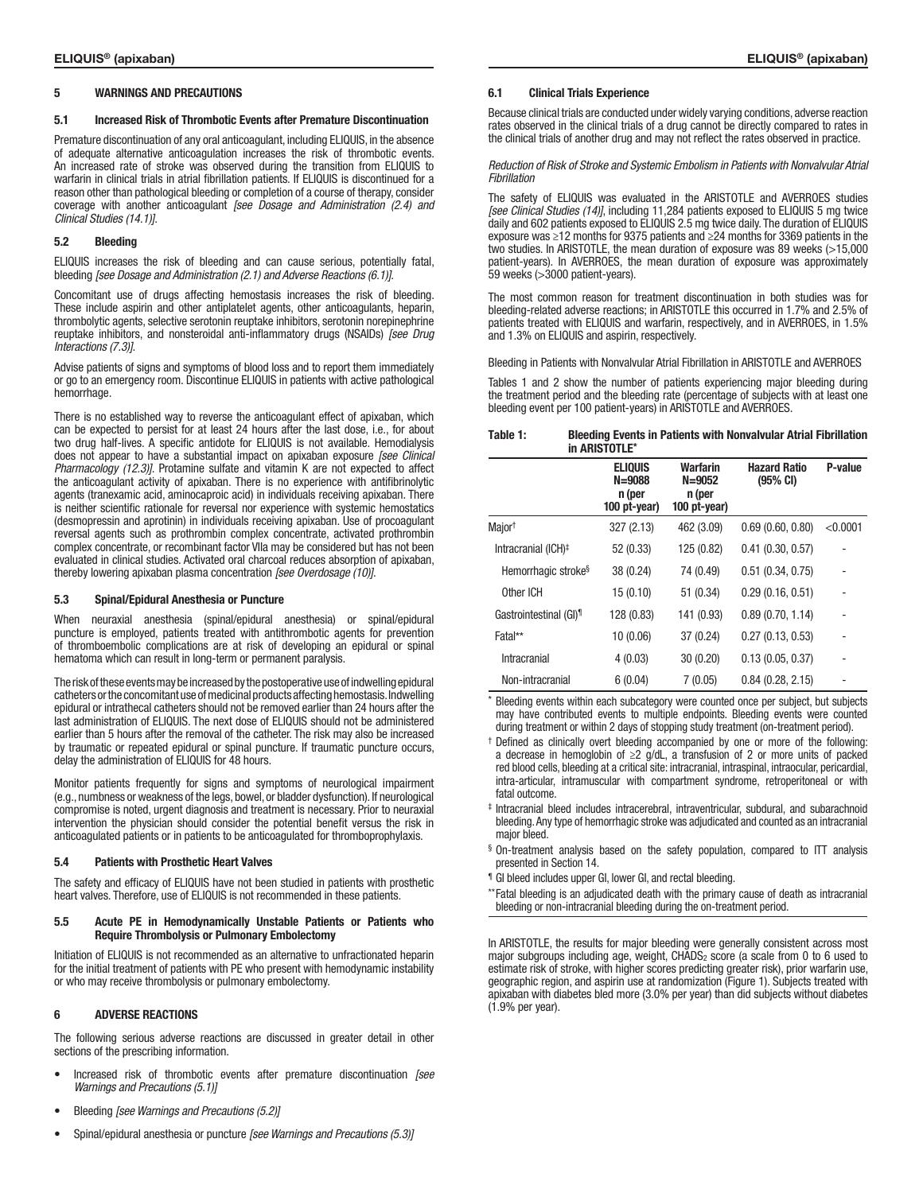## 5 WARNINGS AND PRECAUTIONS

### 5.1 Increased Risk of Thrombotic Events after Premature Discontinuation

Premature discontinuation of any oral anticoagulant, including ELIQUIS, in the absence of adequate alternative anticoagulation increases the risk of thrombotic events. An increased rate of stroke was observed during the transition from ELIQUIS to warfarin in clinical trials in atrial fibrillation patients. If ELIQUIS is discontinued for a reason other than pathological bleeding or completion of a course of therapy, consider coverage with another anticoagulant *[see Dosage and Administration (2.4) and Clinical Studies (14.1)]*.

### 5.2 Bleeding

ELIQUIS increases the risk of bleeding and can cause serious, potentially fatal, bleeding *[see Dosage and Administration (2.1) and Adverse Reactions (6.1)]*.

Concomitant use of drugs affecting hemostasis increases the risk of bleeding. These include aspirin and other antiplatelet agents, other anticoagulants, heparin, thrombolytic agents, selective serotonin reuptake inhibitors, serotonin norepinephrine reuptake inhibitors, and nonsteroidal anti-inflammatory drugs (NSAIDs) *[see Drug Interactions (7.3)]*.

Advise patients of signs and symptoms of blood loss and to report them immediately or go to an emergency room. Discontinue ELIQUIS in patients with active pathological hemorrhage.

There is no established way to reverse the anticoagulant effect of apixaban, which can be expected to persist for at least 24 hours after the last dose, i.e., for about two drug half-lives. A specific antidote for ELIQUIS is not available. Hemodialysis does not appear to have a substantial impact on apixaban exposure *[see Clinical Pharmacology (12.3)]*. Protamine sulfate and vitamin K are not expected to affect the anticoagulant activity of apixaban. There is no experience with antifibrinolytic agents (tranexamic acid, aminocaproic acid) in individuals receiving apixaban. There is neither scientific rationale for reversal nor experience with systemic hemostatics (desmopressin and aprotinin) in individuals receiving apixaban. Use of procoagulant reversal agents such as prothrombin complex concentrate, activated prothrombin complex concentrate, or recombinant factor VIIa may be considered but has not been evaluated in clinical studies. Activated oral charcoal reduces absorption of apixaban, thereby lowering apixaban plasma concentration *[see Overdosage (10)]*.

### 5.3 Spinal/Epidural Anesthesia or Puncture

When neuraxial anesthesia (spinal/epidural anesthesia) or spinal/epidural puncture is employed, patients treated with antithrombotic agents for prevention of thromboembolic complications are at risk of developing an epidural or spinal hematoma which can result in long-term or permanent paralysis.

The risk of these events may be increased by the postoperative use of indwelling epidural catheters or the concomitant use of medicinal products affecting hemostasis. Indwelling epidural or intrathecal catheters should not be removed earlier than 24 hours after the last administration of ELIQUIS. The next dose of ELIQUIS should not be administered earlier than 5 hours after the removal of the catheter. The risk may also be increased by traumatic or repeated epidural or spinal puncture. If traumatic puncture occurs, delay the administration of ELIQUIS for 48 hours.

Monitor patients frequently for signs and symptoms of neurological impairment (e.g., numbness or weakness of the legs, bowel, or bladder dysfunction). If neurological compromise is noted, urgent diagnosis and treatment is necessary. Prior to neuraxial intervention the physician should consider the potential benefit versus the risk in anticoagulated patients or in patients to be anticoagulated for thromboprophylaxis.

### 5.4 Patients with Prosthetic Heart Valves

The safety and efficacy of ELIQUIS have not been studied in patients with prosthetic heart valves. Therefore, use of ELIQUIS is not recommended in these patients.

### 5.5 Acute PE in Hemodynamically Unstable Patients or Patients who Require Thrombolysis or Pulmonary Embolectomy

Initiation of ELIQUIS is not recommended as an alternative to unfractionated heparin for the initial treatment of patients with PE who present with hemodynamic instability or who may receive thrombolysis or pulmonary embolectomy.

## 6 ADVERSE REACTIONS

The following serious adverse reactions are discussed in greater detail in other sections of the prescribing information.

- Increased risk of thrombotic events after premature discontinuation *[see Warnings and Precautions (5.1)]*
- Bleeding *[see Warnings and Precautions (5.2)]*
- Spinal/epidural anesthesia or puncture *[see Warnings and Precautions (5.3)]*

### 6.1 Clinical Trials Experience

Because clinical trials are conducted under widely varying conditions, adverse reaction rates observed in the clinical trials of a drug cannot be directly compared to rates in the clinical trials of another drug and may not reflect the rates observed in practice.

*Reduction of Risk of Stroke and Systemic Embolism in Patients with Nonvalvular Atrial Fibrillation*

The safety of ELIQUIS was evaluated in the ARISTOTLE and AVERROES studies *[see Clinical Studies (14)]*, including 11,284 patients exposed to ELIQUIS 5 mg twice daily and 602 patients exposed to ELIQUIS 2.5 mg twice daily. The duration of ELIQUIS exposure was ≥12 months for 9375 patients and ≥24 months for 3369 patients in the two studies. In ARISTOTLE, the mean duration of exposure was 89 weeks (>15,000 patient-years). In AVERROES, the mean duration of exposure was approximately 59 weeks (>3000 patient-years).

The most common reason for treatment discontinuation in both studies was for bleeding-related adverse reactions; in ARISTOTLE this occurred in 1.7% and 2.5% of patients treated with ELIQUIS and warfarin, respectively, and in AVERROES, in 1.5% and 1.3% on ELIQUIS and aspirin, respectively.

Bleeding in Patients with Nonvalvular Atrial Fibrillation in ARISTOTLE and AVERROES

Tables 1 and 2 show the number of patients experiencing major bleeding during the treatment period and the bleeding rate (percentage of subjects with at least one bleeding event per 100 patient-years) in ARISTOTLE and AVERROES.

**Table 1: Bleeding Events in Patients with Nonvalvular Atrial Fibrillation in ARISTOTLE***

| | ELIQUIS N=9088 n (per 100 pt-year) | Warfarin N=9052 n (per 100 pt-year) | Hazard Ratio (95% CI) | P-value |
|---|---|---|---|---|
| Major† | 327 (2.13) | 462 (3.09) | 0.69 (0.60, 0.80) | <0.0001 |
| Intracranial (ICH)‡ | 52 (0.33) | 125 (0.82) | 0.41 (0.30, 0.57) | - |
| Hemorrhagic stroke§ | 38 (0.24) | 74 (0.49) | 0.51 (0.34, 0.75) | - |
| Other ICH | 15 (0.10) | 51 (0.34) | 0.29 (0.16, 0.51) | - |
| Gastrointestinal (GI)¶ | 128 (0.83) | 141 (0.93) | 0.89 (0.70, 1.14) | - |
| Fatal** | 10 (0.06) | 37 (0.24) | 0.27 (0.13, 0.53) | - |
| Intracranial | 4 (0.03) | 30 (0.20) | 0.13 (0.05, 0.37) | - |
| Non-intracranial | 6 (0.04) | 7 (0.05) | 0.84 (0.28, 2.15) | - |

\* Bleeding events within each subcategory were counted once per subject, but subjects may have contributed events to multiple endpoints. Bleeding events were counted during treatment or within 2 days of stopping study treatment (on-treatment period).

† Defined as clinically overt bleeding accompanied by one or more of the following: a decrease in hemoglobin of ≥2 g/dL, a transfusion of 2 or more units of packed red blood cells, bleeding at a critical site: intracranial, intraspinal, intraocular, pericardial, intra-articular, intramuscular with compartment syndrome, retroperitoneal or with fatal outcome.

‡ Intracranial bleed includes intracerebral, intraventricular, subdural, and subarachnoid bleeding. Any type of hemorrhagic stroke was adjudicated and counted as an intracranial major bleed.

§ On-treatment analysis based on the safety population, compared to ITT analysis presented in Section 14.

¶ GI bleed includes upper GI, lower GI, and rectal bleeding.

** Fatal bleeding is an adjudicated death with the primary cause of death as intracranial bleeding or non-intracranial bleeding during the on-treatment period.

In ARISTOTLE, the results for major bleeding were generally consistent across most major subgroups including age, weight, $CHADS_2$ score (a scale from 0 to 6 used to estimate risk of stroke, with higher scores predicting greater risk), prior warfarin use, geographic region, and aspirin use at randomization (Figure 1). Subjects treated with apixaban with diabetes bled more (3.0% per year) than did subjects without diabetes (1.9% per year).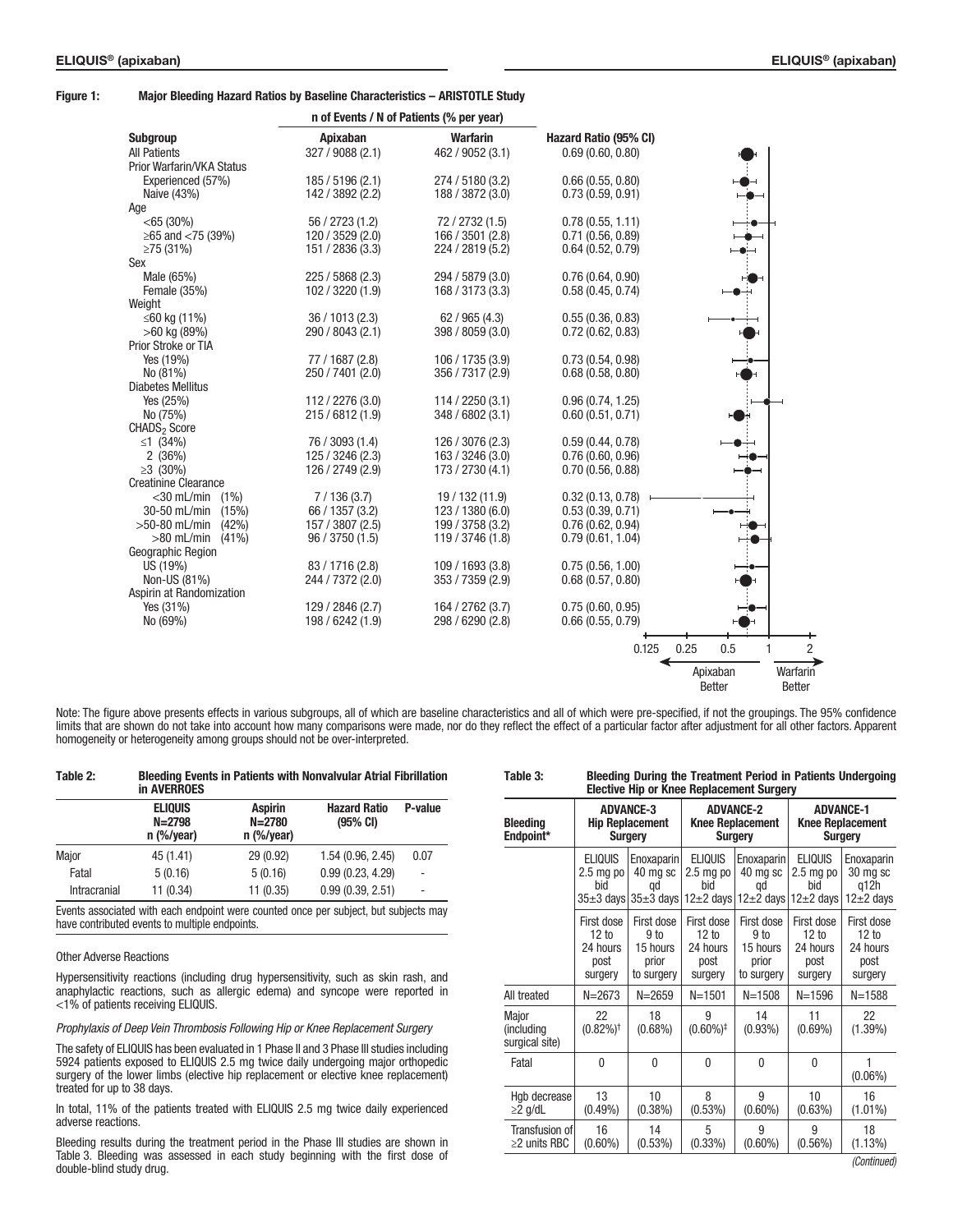**Figure 1: Major Bleeding Hazard Ratios by Baseline Characteristics – ARISTOTLE Study**

| Subgroup | Apixaban n of Events / N of Patients (% per year) | Warfarin n of Events / N of Patients (% per year) | Hazard Ratio (95% CI) |
|---|---|---|---|
| All Patients | 327 / 9088 (2.1) | 462 / 9052 (3.1) | 0.69 (0.60, 0.80) |
| Prior Warfarin/VKA Status | | | |
| Experienced (57%) | 185 / 5196 (2.1) | 274 / 5180 (3.2) | 0.66 (0.55, 0.80) |
| Naive (43%) | 142 / 3892 (2.2) | 188 / 3872 (3.0) | 0.73 (0.59, 0.91) |
| Age | | | |
| <65 (30%) | 56 / 2723 (1.2) | 72 / 2732 (1.5) | 0.78 (0.55, 1.11) |
| ≥65 and <75 (39%) | 120 / 3529 (2.0) | 166 / 3501 (2.8) | 0.71 (0.56, 0.89) |
| ≥75 (31%) | 151 / 2836 (3.3) | 224 / 2819 (5.2) | 0.64 (0.52, 0.79) |
| Sex | | | |
| Male (65%) | 225 / 5868 (2.3) | 294 / 5879 (3.0) | 0.76 (0.64, 0.90) |
| Female (35%) | 102 / 3220 (1.9) | 168 / 3173 (3.3) | 0.58 (0.45, 0.74) |
| Weight | | | |
| ≤60 kg (11%) | 36 / 1013 (2.3) | 62 / 965 (4.3) | 0.55 (0.36, 0.83) |
| >60 kg (89%) | 290 / 8043 (2.1) | 398 / 8059 (3.0) | 0.72 (0.62, 0.83) |
| Prior Stroke or TIA | | | |
| Yes (19%) | 77 / 1687 (2.8) | 106 / 1735 (3.9) | 0.73 (0.54, 0.98) |
| No (81%) | 250 / 7401 (2.0) | 356 / 7317 (2.9) | 0.68 (0.58, 0.80) |
| Diabetes Mellitus | | | |
| Yes (25%) | 112 / 2276 (3.0) | 114 / 2250 (3.1) | 0.96 (0.74, 1.25) |
| No (75%) | 215 / 6812 (1.9) | 348 / 6802 (3.1) | 0.60 (0.51, 0.71) |
| $CHADS_2$ Score | | | |
| ≤1 (34%) | 76 / 3093 (1.4) | 126 / 3076 (2.3) | 0.59 (0.44, 0.78) |
| 2 (36%) | 125 / 3246 (2.3) | 163 / 3246 (3.0) | 0.76 (0.60, 0.96) |
| ≥3 (30%) | 126 / 2749 (2.9) | 173 / 2730 (4.1) | 0.70 (0.56, 0.88) |
| Creatinine Clearance | | | |
| <30 mL/min (1%) | 7 / 136 (3.7) | 19 / 132 (11.9) | 0.32 (0.13, 0.78) |
| 30-50 mL/min (15%) | 66 / 1357 (3.2) | 123 / 1380 (6.0) | 0.53 (0.39, 0.71) |
| >50-80 mL/min (42%) | 157 / 3807 (2.5) | 199 / 3758 (3.2) | 0.76 (0.62, 0.94) |
| >80 mL/min (41%) | 96 / 3750 (1.5) | 119 / 3746 (1.8) | 0.79 (0.61, 1.04) |
| Geographic Region | | | |
| US (19%) | 83 / 1716 (2.8) | 109 / 1693 (3.8) | 0.75 (0.56, 1.00) |
| Non-US (81%) | 244 / 7372 (2.0) | 353 / 7359 (2.9) | 0.68 (0.57, 0.80) |
| Aspirin at Randomization | | | |
| Yes (31%) | 129 / 2846 (2.7) | 164 / 2762 (3.7) | 0.75 (0.60, 0.95) |
| No (69%) | 198 / 6242 (1.9) | 298 / 6290 (2.8) | 0.66 (0.55, 0.79) |

Axis: 0.125, 0.25, 0.5, 1, 2 — Apixaban Better ← → Warfarin Better

Note: The figure above presents effects in various subgroups, all of which are baseline characteristics and all of which were pre-specified, if not the groupings. The 95% confidence limits that are shown do not take into account how many comparisons were made, nor do they reflect the effect of a particular factor after adjustment for all other factors. Apparent homogeneity or heterogeneity among groups should not be over-interpreted.

**Table 2: Bleeding Events in Patients with Nonvalvular Atrial Fibrillation in AVERROES**

| | ELIQUIS N=2798 n (%/year) | Aspirin N=2780 n (%/year) | Hazard Ratio (95% CI) | P-value |
|---|---|---|---|---|
| Major | 45 (1.41) | 29 (0.92) | 1.54 (0.96, 2.45) | 0.07 |
| Fatal | 5 (0.16) | 5 (0.16) | 0.99 (0.23, 4.29) | - |
| Intracranial | 11 (0.34) | 11 (0.35) | 0.99 (0.39, 2.51) | - |

Events associated with each endpoint were counted once per subject, but subjects may have contributed events to multiple endpoints.

Other Adverse Reactions

Hypersensitivity reactions (including drug hypersensitivity, such as skin rash, and anaphylactic reactions, such as allergic edema) and syncope were reported in <1% of patients receiving ELIQUIS.

*Prophylaxis of Deep Vein Thrombosis Following Hip or Knee Replacement Surgery*

The safety of ELIQUIS has been evaluated in 1 Phase II and 3 Phase III studies including 5924 patients exposed to ELIQUIS 2.5 mg twice daily undergoing major orthopedic surgery of the lower limbs (elective hip replacement or elective knee replacement) treated for up to 38 days.

In total, 11% of the patients treated with ELIQUIS 2.5 mg twice daily experienced adverse reactions.

Bleeding results during the treatment period in the Phase III studies are shown in Table 3. Bleeding was assessed in each study beginning with the first dose of double-blind study drug.

**Table 3: Bleeding During the Treatment Period in Patients Undergoing Elective Hip or Knee Replacement Surgery**

| Bleeding Endpoint* | ADVANCE-3 Hip Replacement Surgery | | ADVANCE-2 Knee Replacement Surgery | | ADVANCE-1 Knee Replacement Surgery | |
|---|---|---|---|---|---|---|
| | ELIQUIS 2.5 mg po bid 35±3 days | Enoxaparin 40 mg sc qd 35±3 days | ELIQUIS 2.5 mg po bid 12±2 days | Enoxaparin 40 mg sc qd 12±2 days | ELIQUIS 2.5 mg po bid 12±2 days | Enoxaparin 30 mg sc q12h 12±2 days |
| | First dose 12 to 24 hours post surgery | First dose 9 to 15 hours prior to surgery | First dose 12 to 24 hours post surgery | First dose 9 to 15 hours prior to surgery | First dose 12 to 24 hours post surgery | First dose 12 to 24 hours post surgery |
| All treated | N=2673 | N=2659 | N=1501 | N=1508 | N=1596 | N=1588 |
| Major (including surgical site) | 22 (0.82%)[†] | 18 (0.68%) | 9 (0.60%)[‡] | 14 (0.93%) | 11 (0.69%) | 22 (1.39%) |
| Fatal | 0 | 0 | 0 | 0 | 0 | 1 (0.06%) |
| Hgb decrease ≥2 g/dL | 13 (0.49%) | 10 (0.38%) | 8 (0.53%) | 9 (0.60%) | 10 (0.63%) | 16 (1.01%) |
| Transfusion of ≥2 units RBC | 16 (0.60%) | 14 (0.53%) | 5 (0.33%) | 9 (0.60%) | 9 (0.56%) | 18 (1.13%) |

*(Continued)*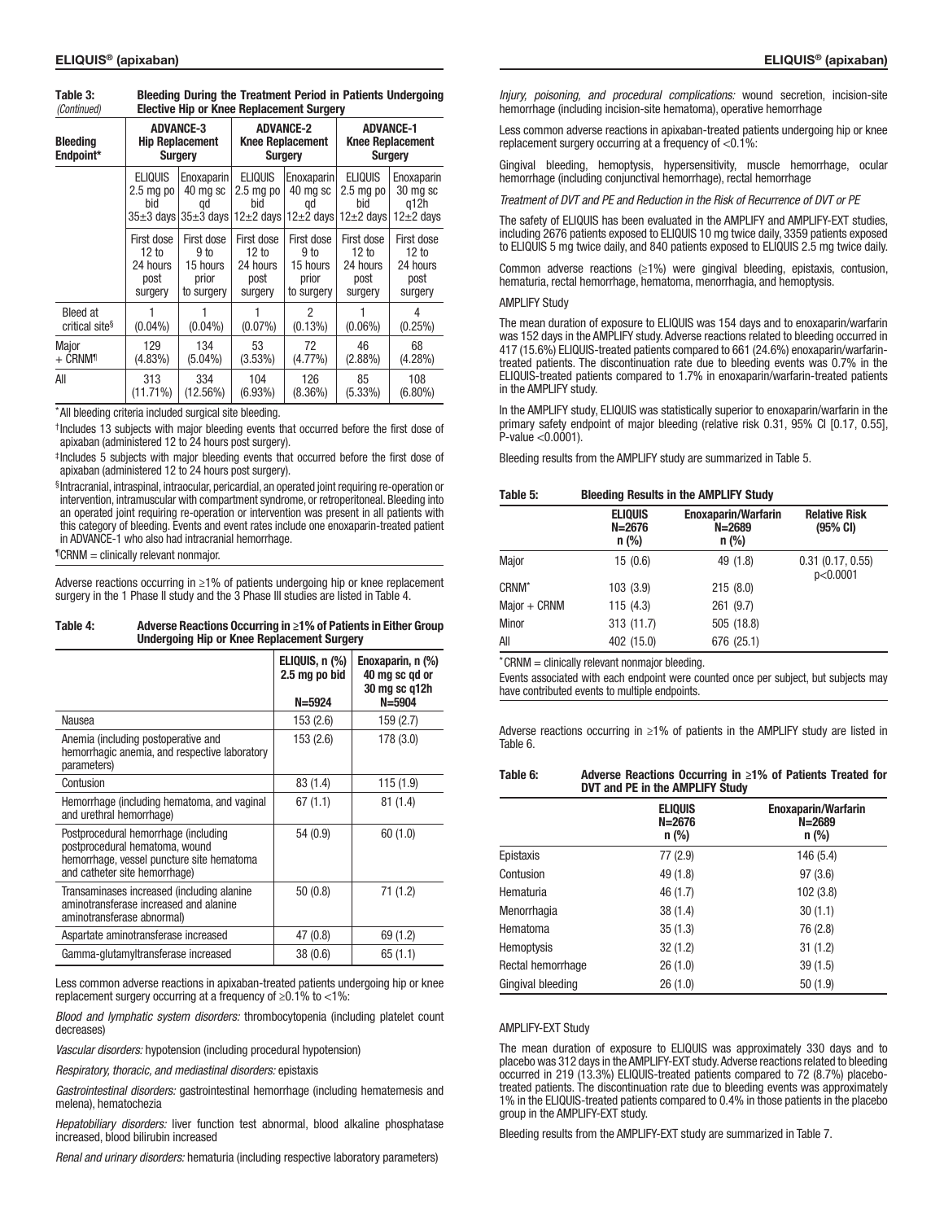**Table 3: Bleeding During the Treatment Period in Patients Undergoing Elective Hip or Knee Replacement Surgery** *(Continued)*

| Bleeding Endpoint* | ADVANCE-3 Hip Replacement Surgery | | ADVANCE-2 Knee Replacement Surgery | | ADVANCE-1 Knee Replacement Surgery | |
|---|---|---|---|---|---|---|
| | ELIQUIS 2.5 mg po bid 35±3 days | Enoxaparin 40 mg sc qd 35±3 days | ELIQUIS 2.5 mg po bid 12±2 days | Enoxaparin 40 mg sc qd 12±2 days | ELIQUIS 2.5 mg po bid 12±2 days | Enoxaparin 30 mg sc q12h 12±2 days |
| | First dose 12 to 24 hours post surgery | First dose 9 to 15 hours prior to surgery | First dose 12 to 24 hours post surgery | First dose 9 to 15 hours prior to surgery | First dose 12 to 24 hours post surgery | First dose 12 to 24 hours post surgery |
| Bleed at critical site§ | 1 (0.04%) | 1 (0.04%) | 1 (0.07%) | 2 (0.13%) | 1 (0.06%) | 4 (0.25%) |
| Major + CRNM¶ | 129 (4.83%) | 134 (5.04%) | 53 (3.53%) | 72 (4.77%) | 46 (2.88%) | 68 (4.28%) |
| All | 313 (11.71%) | 334 (12.56%) | 104 (6.93%) | 126 (8.36%) | 85 (5.33%) | 108 (6.80%) |

*All bleeding criteria included surgical site bleeding.

†Includes 13 subjects with major bleeding events that occurred before the first dose of apixaban (administered 12 to 24 hours post surgery).

‡Includes 5 subjects with major bleeding events that occurred before the first dose of apixaban (administered 12 to 24 hours post surgery).

§Intracranial, intraspinal, intraocular, pericardial, an operated joint requiring re-operation or intervention, intramuscular with compartment syndrome, or retroperitoneal. Bleeding into an operated joint requiring re-operation or intervention was present in all patients with this category of bleeding. Events and event rates include one enoxaparin-treated patient in ADVANCE-1 who also had intracranial hemorrhage.

¶CRNM = clinically relevant nonmajor.

Adverse reactions occurring in ≥1% of patients undergoing hip or knee replacement surgery in the 1 Phase II study and the 3 Phase III studies are listed in Table 4.

**Table 4: Adverse Reactions Occurring in ≥1% of Patients in Either Group Undergoing Hip or Knee Replacement Surgery**

| | ELIQUIS, n (%) 2.5 mg po bid N=5924 | Enoxaparin, n (%) 40 mg sc qd or 30 mg sc q12h N=5904 |
|---|---|---|
| Nausea | 153 (2.6) | 159 (2.7) |
| Anemia (including postoperative and hemorrhagic anemia, and respective laboratory parameters) | 153 (2.6) | 178 (3.0) |
| Contusion | 83 (1.4) | 115 (1.9) |
| Hemorrhage (including hematoma, and vaginal and urethral hemorrhage) | 67 (1.1) | 81 (1.4) |
| Postprocedural hemorrhage (including postprocedural hematoma, wound hemorrhage, vessel puncture site hematoma and catheter site hemorrhage) | 54 (0.9) | 60 (1.0) |
| Transaminases increased (including alanine aminotransferase increased and alanine aminotransferase abnormal) | 50 (0.8) | 71 (1.2) |
| Aspartate aminotransferase increased | 47 (0.8) | 69 (1.2) |
| Gamma-glutamyltransferase increased | 38 (0.6) | 65 (1.1) |

Less common adverse reactions in apixaban-treated patients undergoing hip or knee replacement surgery occurring at a frequency of ≥0.1% to <1%:

*Blood and lymphatic system disorders:* thrombocytopenia (including platelet count decreases)

*Vascular disorders:* hypotension (including procedural hypotension)

*Respiratory, thoracic, and mediastinal disorders:* epistaxis

*Gastrointestinal disorders:* gastrointestinal hemorrhage (including hematemesis and melena), hematochezia

*Hepatobiliary disorders:* liver function test abnormal, blood alkaline phosphatase increased, blood bilirubin increased

*Renal and urinary disorders:* hematuria (including respective laboratory parameters)

*Injury, poisoning, and procedural complications:* wound secretion, incision-site hemorrhage (including incision-site hematoma), operative hemorrhage

Less common adverse reactions in apixaban-treated patients undergoing hip or knee replacement surgery occurring at a frequency of <0.1%:

Gingival bleeding, hemoptysis, hypersensitivity, muscle hemorrhage, ocular hemorrhage (including conjunctival hemorrhage), rectal hemorrhage

*Treatment of DVT and PE and Reduction in the Risk of Recurrence of DVT or PE*

The safety of ELIQUIS has been evaluated in the AMPLIFY and AMPLIFY-EXT studies, including 2676 patients exposed to ELIQUIS 10 mg twice daily, 3359 patients exposed to ELIQUIS 5 mg twice daily, and 840 patients exposed to ELIQUIS 2.5 mg twice daily.

Common adverse reactions (≥1%) were gingival bleeding, epistaxis, contusion, hematuria, rectal hemorrhage, hematoma, menorrhagia, and hemoptysis.

AMPLIFY Study

The mean duration of exposure to ELIQUIS was 154 days and to enoxaparin/warfarin was 152 days in the AMPLIFY study. Adverse reactions related to bleeding occurred in 417 (15.6%) ELIQUIS-treated patients compared to 661 (24.6%) enoxaparin/warfarin-treated patients. The discontinuation rate due to bleeding events was 0.7% in the ELIQUIS-treated patients compared to 1.7% in enoxaparin/warfarin-treated patients in the AMPLIFY study.

In the AMPLIFY study, ELIQUIS was statistically superior to enoxaparin/warfarin in the primary safety endpoint of major bleeding (relative risk 0.31, 95% CI [0.17, 0.55], P-value <0.0001).

Bleeding results from the AMPLIFY study are summarized in Table 5.

**Table 5: Bleeding Results in the AMPLIFY Study**

| | ELIQUIS N=2676 n (%) | Enoxaparin/Warfarin N=2689 n (%) | Relative Risk (95% CI) |
|---|---|---|---|
| Major | 15 (0.6) | 49 (1.8) | 0.31 (0.17, 0.55) p<0.0001 |
| CRNM* | 103 (3.9) | 215 (8.0) | |
| Major + CRNM | 115 (4.3) | 261 (9.7) | |
| Minor | 313 (11.7) | 505 (18.8) | |
| All | 402 (15.0) | 676 (25.1) | |

*CRNM = clinically relevant nonmajor bleeding.

Events associated with each endpoint were counted once per subject, but subjects may have contributed events to multiple endpoints.

Adverse reactions occurring in ≥1% of patients in the AMPLIFY study are listed in Table 6.

**Table 6: Adverse Reactions Occurring in ≥1% of Patients Treated for DVT and PE in the AMPLIFY Study**

| | ELIQUIS N=2676 n (%) | Enoxaparin/Warfarin N=2689 n (%) |
|---|---|---|
| Epistaxis | 77 (2.9) | 146 (5.4) |
| Contusion | 49 (1.8) | 97 (3.6) |
| Hematuria | 46 (1.7) | 102 (3.8) |
| Menorrhagia | 38 (1.4) | 30 (1.1) |
| Hematoma | 35 (1.3) | 76 (2.8) |
| Hemoptysis | 32 (1.2) | 31 (1.2) |
| Rectal hemorrhage | 26 (1.0) | 39 (1.5) |
| Gingival bleeding | 26 (1.0) | 50 (1.9) |

AMPLIFY-EXT Study

The mean duration of exposure to ELIQUIS was approximately 330 days and to placebo was 312 days in the AMPLIFY-EXT study. Adverse reactions related to bleeding occurred in 219 (13.3%) ELIQUIS-treated patients compared to 72 (8.7%) placebo-treated patients. The discontinuation rate due to bleeding events was approximately 1% in the ELIQUIS-treated patients compared to 0.4% in those patients in the placebo group in the AMPLIFY-EXT study.

Bleeding results from the AMPLIFY-EXT study are summarized in Table 7.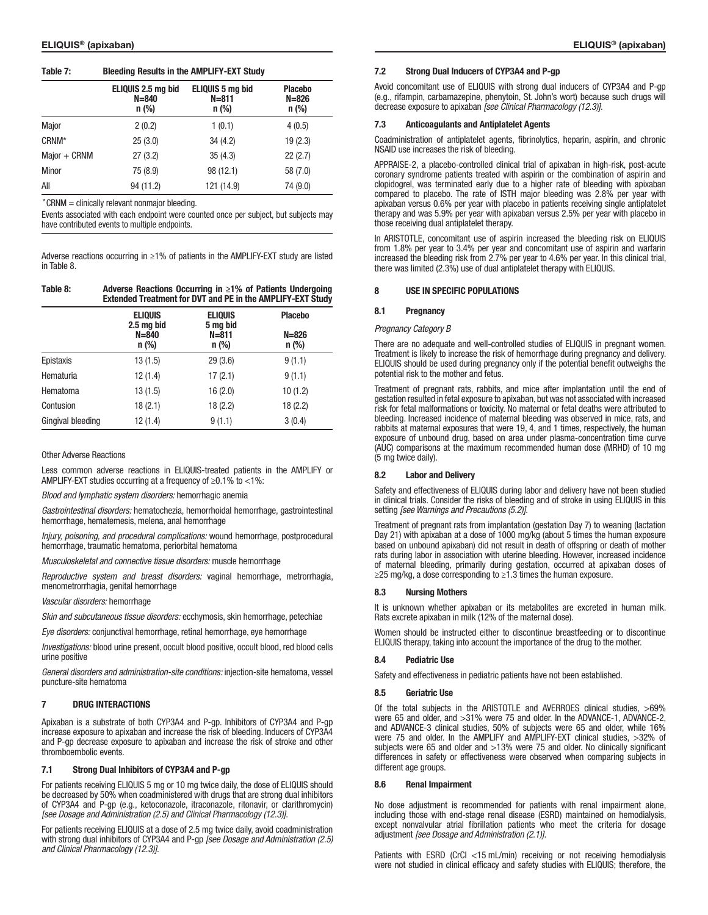**Table 7: Bleeding Results in the AMPLIFY-EXT Study**

| | ELIQUIS 2.5 mg bid N=840 n (%) | ELIQUIS 5 mg bid N=811 n (%) | Placebo N=826 n (%) |
|---|---|---|---|
| Major | 2 (0.2) | 1 (0.1) | 4 (0.5) |
| CRNM* | 25 (3.0) | 34 (4.2) | 19 (2.3) |
| Major + CRNM | 27 (3.2) | 35 (4.3) | 22 (2.7) |
| Minor | 75 (8.9) | 98 (12.1) | 58 (7.0) |
| All | 94 (11.2) | 121 (14.9) | 74 (9.0) |

*CRNM = clinically relevant nonmajor bleeding.

Events associated with each endpoint were counted once per subject, but subjects may have contributed events to multiple endpoints.

Adverse reactions occurring in ≥1% of patients in the AMPLIFY-EXT study are listed in Table 8.

**Table 8: Adverse Reactions Occurring in ≥1% of Patients Undergoing Extended Treatment for DVT and PE in the AMPLIFY-EXT Study**

| | ELIQUIS 2.5 mg bid N=840 n (%) | ELIQUIS 5 mg bid N=811 n (%) | Placebo N=826 n (%) |
|---|---|---|---|
| Epistaxis | 13 (1.5) | 29 (3.6) | 9 (1.1) |
| Hematuria | 12 (1.4) | 17 (2.1) | 9 (1.1) |
| Hematoma | 13 (1.5) | 16 (2.0) | 10 (1.2) |
| Contusion | 18 (2.1) | 18 (2.2) | 18 (2.2) |
| Gingival bleeding | 12 (1.4) | 9 (1.1) | 3 (0.4) |

Other Adverse Reactions

Less common adverse reactions in ELIQUIS-treated patients in the AMPLIFY or AMPLIFY-EXT studies occurring at a frequency of ≥0.1% to <1%:

*Blood and lymphatic system disorders:* hemorrhagic anemia

*Gastrointestinal disorders:* hematochezia, hemorrhoidal hemorrhage, gastrointestinal hemorrhage, hematemesis, melena, anal hemorrhage

*Injury, poisoning, and procedural complications:* wound hemorrhage, postprocedural hemorrhage, traumatic hematoma, periorbital hematoma

*Musculoskeletal and connective tissue disorders:* muscle hemorrhage

*Reproductive system and breast disorders:* vaginal hemorrhage, metrorrhagia, menometrorrhagia, genital hemorrhage

*Vascular disorders:* hemorrhage

*Skin and subcutaneous tissue disorders:* ecchymosis, skin hemorrhage, petechiae

*Eye disorders:* conjunctival hemorrhage, retinal hemorrhage, eye hemorrhage

*Investigations:* blood urine present, occult blood positive, occult blood, red blood cells urine positive

*General disorders and administration-site conditions:* injection-site hematoma, vessel puncture-site hematoma

## 7 DRUG INTERACTIONS

Apixaban is a substrate of both CYP3A4 and P-gp. Inhibitors of CYP3A4 and P-gp increase exposure to apixaban and increase the risk of bleeding. Inducers of CYP3A4 and P-gp decrease exposure to apixaban and increase the risk of stroke and other thromboembolic events.

### 7.1 Strong Dual Inhibitors of CYP3A4 and P-gp

For patients receiving ELIQUIS 5 mg or 10 mg twice daily, the dose of ELIQUIS should be decreased by 50% when coadministered with drugs that are strong dual inhibitors of CYP3A4 and P-gp (e.g., ketoconazole, itraconazole, ritonavir, or clarithromycin) *[see Dosage and Administration (2.5) and Clinical Pharmacology (12.3)]*.

For patients receiving ELIQUIS at a dose of 2.5 mg twice daily, avoid coadministration with strong dual inhibitors of CYP3A4 and P-gp *[see Dosage and Administration (2.5) and Clinical Pharmacology (12.3)]*.

### 7.2 Strong Dual Inducers of CYP3A4 and P-gp

Avoid concomitant use of ELIQUIS with strong dual inducers of CYP3A4 and P-gp (e.g., rifampin, carbamazepine, phenytoin, St. John's wort) because such drugs will decrease exposure to apixaban *[see Clinical Pharmacology (12.3)]*.

### 7.3 Anticoagulants and Antiplatelet Agents

Coadministration of antiplatelet agents, fibrinolytics, heparin, aspirin, and chronic NSAID use increases the risk of bleeding.

APPRAISE-2, a placebo-controlled clinical trial of apixaban in high-risk, post-acute coronary syndrome patients treated with aspirin or the combination of aspirin and clopidogrel, was terminated early due to a higher rate of bleeding with apixaban compared to placebo. The rate of ISTH major bleeding was 2.8% per year with apixaban versus 0.6% per year with placebo in patients receiving single antiplatelet therapy and was 5.9% per year with apixaban versus 2.5% per year with placebo in those receiving dual antiplatelet therapy.

In ARISTOTLE, concomitant use of aspirin increased the bleeding risk on ELIQUIS from 1.8% per year to 3.4% per year and concomitant use of aspirin and warfarin increased the bleeding risk from 2.7% per year to 4.6% per year. In this clinical trial, there was limited (2.3%) use of dual antiplatelet therapy with ELIQUIS.

## 8 USE IN SPECIFIC POPULATIONS

### 8.1 Pregnancy

*Pregnancy Category B*

There are no adequate and well-controlled studies of ELIQUIS in pregnant women. Treatment is likely to increase the risk of hemorrhage during pregnancy and delivery. ELIQUIS should be used during pregnancy only if the potential benefit outweighs the potential risk to the mother and fetus.

Treatment of pregnant rats, rabbits, and mice after implantation until the end of gestation resulted in fetal exposure to apixaban, but was not associated with increased risk for fetal malformations or toxicity. No maternal or fetal deaths were attributed to bleeding. Increased incidence of maternal bleeding was observed in mice, rats, and rabbits at maternal exposures that were 19, 4, and 1 times, respectively, the human exposure of unbound drug, based on area under plasma-concentration time curve (AUC) comparisons at the maximum recommended human dose (MRHD) of 10 mg (5 mg twice daily).

### 8.2 Labor and Delivery

Safety and effectiveness of ELIQUIS during labor and delivery have not been studied in clinical trials. Consider the risks of bleeding and of stroke in using ELIQUIS in this setting *[see Warnings and Precautions (5.2)]*.

Treatment of pregnant rats from implantation (gestation Day 7) to weaning (lactation Day 21) with apixaban at a dose of 1000 mg/kg (about 5 times the human exposure based on unbound apixaban) did not result in death of offspring or death of mother rats during labor in association with uterine bleeding. However, increased incidence of maternal bleeding, primarily during gestation, occurred at apixaban doses of ≥25 mg/kg, a dose corresponding to ≥1.3 times the human exposure.

### 8.3 Nursing Mothers

It is unknown whether apixaban or its metabolites are excreted in human milk. Rats excrete apixaban in milk (12% of the maternal dose).

Women should be instructed either to discontinue breastfeeding or to discontinue ELIQUIS therapy, taking into account the importance of the drug to the mother.

### 8.4 Pediatric Use

Safety and effectiveness in pediatric patients have not been established.

### 8.5 Geriatric Use

Of the total subjects in the ARISTOTLE and AVERROES clinical studies, >69% were 65 and older, and >31% were 75 and older. In the ADVANCE-1, ADVANCE-2, and ADVANCE-3 clinical studies, 50% of subjects were 65 and older, while 16% were 75 and older. In the AMPLIFY and AMPLIFY-EXT clinical studies, >32% of subjects were 65 and older and >13% were 75 and older. No clinically significant differences in safety or effectiveness were observed when comparing subjects in different age groups.

### 8.6 Renal Impairment

No dose adjustment is recommended for patients with renal impairment alone, including those with end-stage renal disease (ESRD) maintained on hemodialysis, except nonvalvular atrial fibrillation patients who meet the criteria for dosage adjustment *[see Dosage and Administration (2.1)]*.

Patients with ESRD (CrCl <15 mL/min) receiving or not receiving hemodialysis were not studied in clinical efficacy and safety studies with ELIQUIS; therefore, the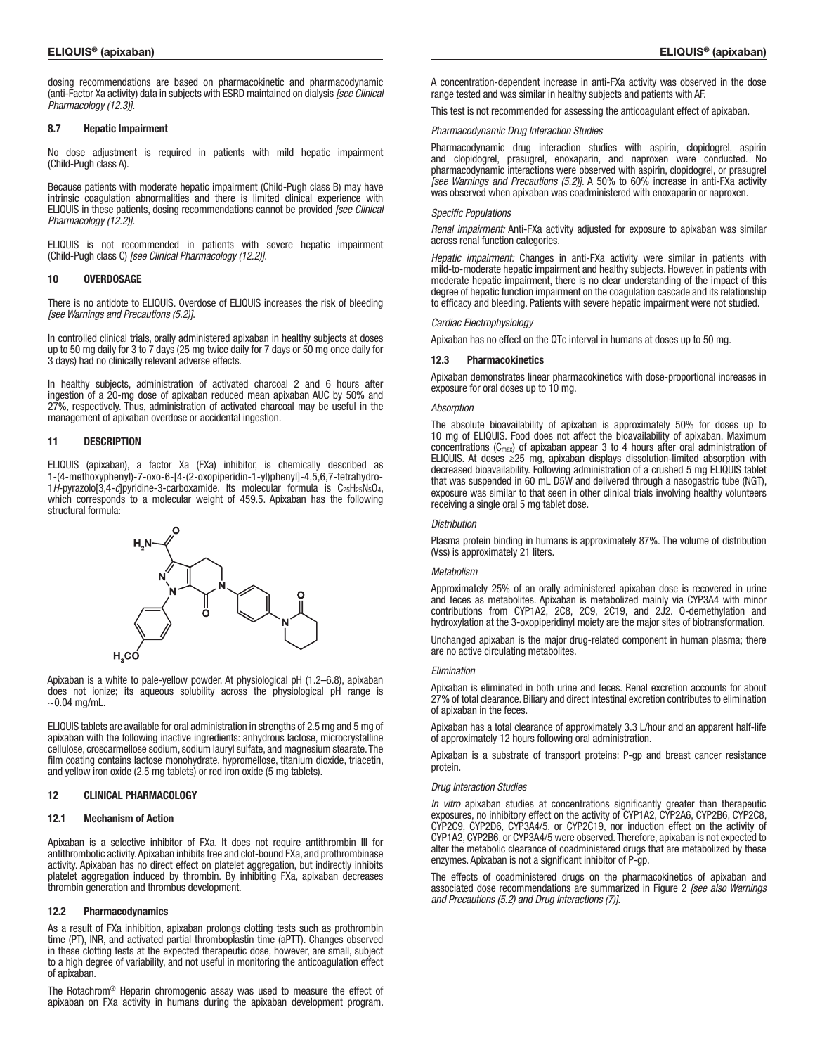dosing recommendations are based on pharmacokinetic and pharmacodynamic (anti-Factor Xa activity) data in subjects with ESRD maintained on dialysis *[see Clinical Pharmacology (12.3)]*.

### 8.7 Hepatic Impairment

No dose adjustment is required in patients with mild hepatic impairment (Child-Pugh class A).

Because patients with moderate hepatic impairment (Child-Pugh class B) may have intrinsic coagulation abnormalities and there is limited clinical experience with ELIQUIS in these patients, dosing recommendations cannot be provided *[see Clinical Pharmacology (12.2)]*.

ELIQUIS is not recommended in patients with severe hepatic impairment (Child-Pugh class C) *[see Clinical Pharmacology (12.2)]*.

## 10 OVERDOSAGE

There is no antidote to ELIQUIS. Overdose of ELIQUIS increases the risk of bleeding *[see Warnings and Precautions (5.2)]*.

In controlled clinical trials, orally administered apixaban in healthy subjects at doses up to 50 mg daily for 3 to 7 days (25 mg twice daily for 7 days or 50 mg once daily for 3 days) had no clinically relevant adverse effects.

In healthy subjects, administration of activated charcoal 2 and 6 hours after ingestion of a 20-mg dose of apixaban reduced mean apixaban AUC by 50% and 27%, respectively. Thus, administration of activated charcoal may be useful in the management of apixaban overdose or accidental ingestion.

## 11 DESCRIPTION

ELIQUIS (apixaban), a factor Xa (FXa) inhibitor, is chemically described as 1-(4-methoxyphenyl)-7-oxo-6-[4-(2-oxopiperidin-1-yl)phenyl]-4,5,6,7-tetrahydro-1*H*-pyrazolo[3,4-*c*]pyridine-3-carboxamide. Its molecular formula is $C_{25}H_{25}N_5O_4$, which corresponds to a molecular weight of 459.5. Apixaban has the following structural formula:

Apixaban is a white to pale-yellow powder. At physiological pH (1.2–6.8), apixaban does not ionize; its aqueous solubility across the physiological pH range is ~0.04 mg/mL.

ELIQUIS tablets are available for oral administration in strengths of 2.5 mg and 5 mg of apixaban with the following inactive ingredients: anhydrous lactose, microcrystalline cellulose, croscarmellose sodium, sodium lauryl sulfate, and magnesium stearate. The film coating contains lactose monohydrate, hypromellose, titanium dioxide, triacetin, and yellow iron oxide (2.5 mg tablets) or red iron oxide (5 mg tablets).

## 12 CLINICAL PHARMACOLOGY

### 12.1 Mechanism of Action

Apixaban is a selective inhibitor of FXa. It does not require antithrombin III for antithrombotic activity. Apixaban inhibits free and clot-bound FXa, and prothrombinase activity. Apixaban has no direct effect on platelet aggregation, but indirectly inhibits platelet aggregation induced by thrombin. By inhibiting FXa, apixaban decreases thrombin generation and thrombus development.

### 12.2 Pharmacodynamics

As a result of FXa inhibition, apixaban prolongs clotting tests such as prothrombin time (PT), INR, and activated partial thromboplastin time (aPTT). Changes observed in these clotting tests at the expected therapeutic dose, however, are small, subject to a high degree of variability, and not useful in monitoring the anticoagulation effect of apixaban.

The Rotachrom® Heparin chromogenic assay was used to measure the effect of apixaban on FXa activity in humans during the apixaban development program. A concentration-dependent increase in anti-FXa activity was observed in the dose range tested and was similar in healthy subjects and patients with AF.

This test is not recommended for assessing the anticoagulant effect of apixaban.

*Pharmacodynamic Drug Interaction Studies*

Pharmacodynamic drug interaction studies with aspirin, clopidogrel, aspirin and clopidogrel, prasugrel, enoxaparin, and naproxen were conducted. No pharmacodynamic interactions were observed with aspirin, clopidogrel, or prasugrel *[see Warnings and Precautions (5.2)]*. A 50% to 60% increase in anti-FXa activity was observed when apixaban was coadministered with enoxaparin or naproxen.

*Specific Populations*

*Renal impairment:* Anti-FXa activity adjusted for exposure to apixaban was similar across renal function categories.

*Hepatic impairment:* Changes in anti-FXa activity were similar in patients with mild-to-moderate hepatic impairment and healthy subjects. However, in patients with moderate hepatic impairment, there is no clear understanding of the impact of this degree of hepatic function impairment on the coagulation cascade and its relationship to efficacy and bleeding. Patients with severe hepatic impairment were not studied.

*Cardiac Electrophysiology*

Apixaban has no effect on the QTc interval in humans at doses up to 50 mg.

### 12.3 Pharmacokinetics

Apixaban demonstrates linear pharmacokinetics with dose-proportional increases in exposure for oral doses up to 10 mg.

*Absorption*

The absolute bioavailability of apixaban is approximately 50% for doses up to 10 mg of ELIQUIS. Food does not affect the bioavailability of apixaban. Maximum concentrations ($C_{max}$) of apixaban appear 3 to 4 hours after oral administration of ELIQUIS. At doses ≥25 mg, apixaban displays dissolution-limited absorption with decreased bioavailability. Following administration of a crushed 5 mg ELIQUIS tablet that was suspended in 60 mL D5W and delivered through a nasogastric tube (NGT), exposure was similar to that seen in other clinical trials involving healthy volunteers receiving a single oral 5 mg tablet dose.

*Distribution*

Plasma protein binding in humans is approximately 87%. The volume of distribution (Vss) is approximately 21 liters.

*Metabolism*

Approximately 25% of an orally administered apixaban dose is recovered in urine and feces as metabolites. Apixaban is metabolized mainly via CYP3A4 with minor contributions from CYP1A2, 2C8, 2C9, 2C19, and 2J2. O-demethylation and hydroxylation at the 3-oxopiperidinyl moiety are the major sites of biotransformation.

Unchanged apixaban is the major drug-related component in human plasma; there are no active circulating metabolites.

*Elimination*

Apixaban is eliminated in both urine and feces. Renal excretion accounts for about 27% of total clearance. Biliary and direct intestinal excretion contributes to elimination of apixaban in the feces.

Apixaban has a total clearance of approximately 3.3 L/hour and an apparent half-life of approximately 12 hours following oral administration.

Apixaban is a substrate of transport proteins: P-gp and breast cancer resistance protein.

*Drug Interaction Studies*

*In vitro* apixaban studies at concentrations significantly greater than therapeutic exposures, no inhibitory effect on the activity of CYP1A2, CYP2A6, CYP2B6, CYP2C8, CYP2C9, CYP2D6, CYP3A4/5, or CYP2C19, nor induction effect on the activity of CYP1A2, CYP2B6, or CYP3A4/5 were observed. Therefore, apixaban is not expected to alter the metabolic clearance of coadministered drugs that are metabolized by these enzymes. Apixaban is not a significant inhibitor of P-gp.

The effects of coadministered drugs on the pharmacokinetics of apixaban and associated dose recommendations are summarized in Figure 2 *[see also Warnings and Precautions (5.2) and Drug Interactions (7)]*.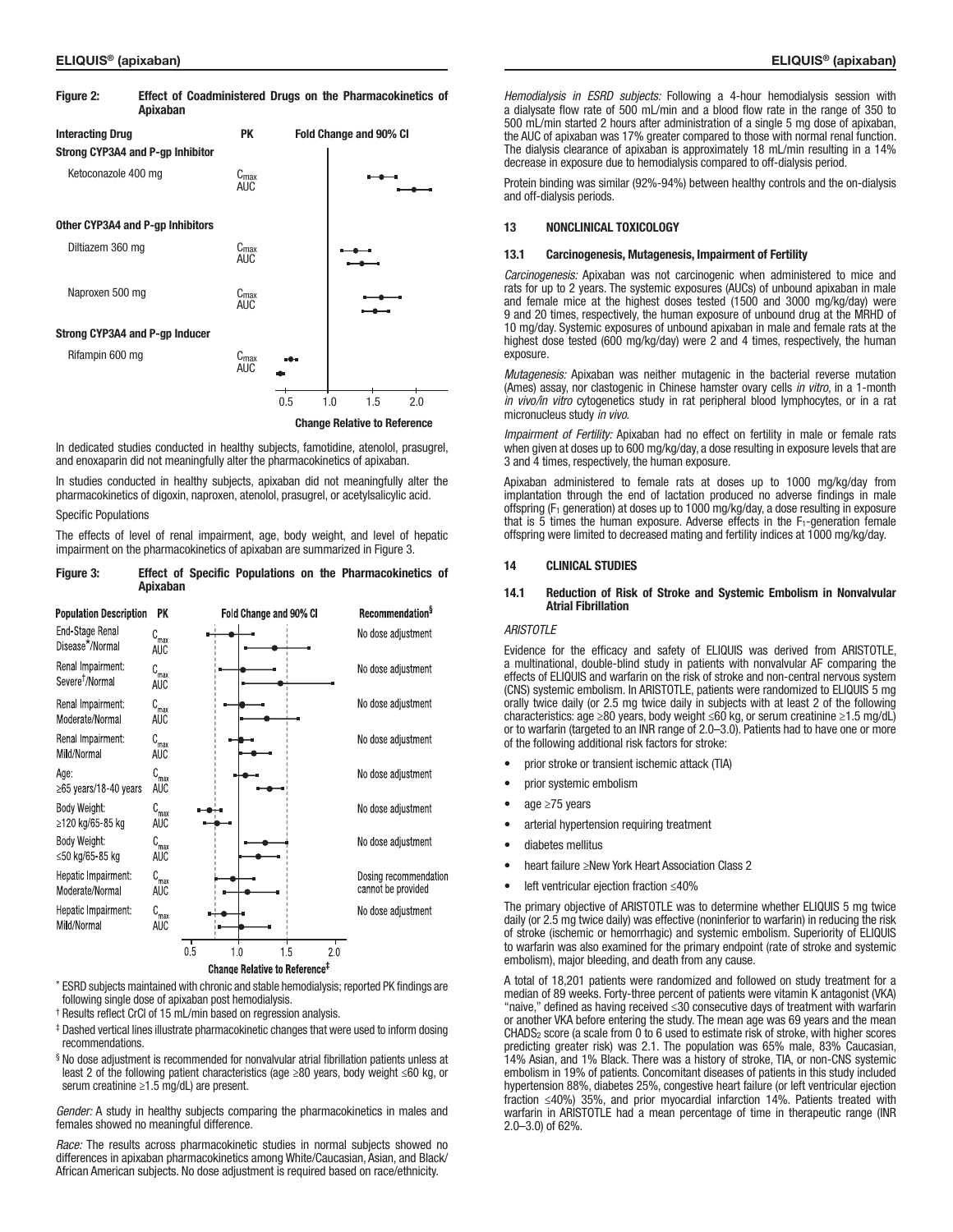**Figure 2: Effect of Coadministered Drugs on the Pharmacokinetics of Apixaban**

| Interacting Drug | PK | Fold Change and 90% CI |
|---|---|---|
| **Strong CYP3A4 and P-gp Inhibitor** | | |
| Ketoconazole 400 mg | $C_{max}$ | |
| | AUC | |
| **Other CYP3A4 and P-gp Inhibitors** | | |
| Diltiazem 360 mg | $C_{max}$ | |
| | AUC | |
| Naproxen 500 mg | $C_{max}$ | |
| | AUC | |
| **Strong CYP3A4 and P-gp Inducer** | | |
| Rifampin 600 mg | $C_{max}$ | |
| | AUC | |

Change Relative to Reference

In dedicated studies conducted in healthy subjects, famotidine, atenolol, prasugrel, and enoxaparin did not meaningfully alter the pharmacokinetics of apixaban.

In studies conducted in healthy subjects, apixaban did not meaningfully alter the pharmacokinetics of digoxin, naproxen, atenolol, prasugrel, or acetylsalicylic acid.

Specific Populations

The effects of level of renal impairment, age, body weight, and level of hepatic impairment on the pharmacokinetics of apixaban are summarized in Figure 3.

**Figure 3: Effect of Specific Populations on the Pharmacokinetics of Apixaban**

| Population Description | PK | Fold Change and 90% CI | Recommendation[§] |
|---|---|---|---|
| End-Stage Renal Disease*/Normal | $C_{max}$ / AUC | | No dose adjustment |
| Renal Impairment: Severe[†]/Normal | $C_{max}$ / AUC | | No dose adjustment |
| Renal Impairment: Moderate/Normal | $C_{max}$ / AUC | | No dose adjustment |
| Renal Impairment: Mild/Normal | $C_{max}$ / AUC | | No dose adjustment |
| Age: ≥65 years/18-40 years | $C_{max}$ / AUC | | No dose adjustment |
| Body Weight: ≥120 kg/65-85 kg | $C_{max}$ / AUC | | No dose adjustment |
| Body Weight: ≤50 kg/65-85 kg | $C_{max}$ / AUC | | No dose adjustment |
| Hepatic Impairment: Moderate/Normal | $C_{max}$ / AUC | | Dosing recommendation cannot be provided |
| Hepatic Impairment: Mild/Normal | $C_{max}$ / AUC | | No dose adjustment |

Change Relative to Reference[‡]

\* ESRD subjects maintained with chronic and stable hemodialysis; reported PK findings are following single dose of apixaban post hemodialysis.

† Results reflect CrCl of 15 mL/min based on regression analysis.

‡ Dashed vertical lines illustrate pharmacokinetic changes that were used to inform dosing recommendations.

§ No dose adjustment is recommended for nonvalvular atrial fibrillation patients unless at least 2 of the following patient characteristics (age ≥80 years, body weight ≤60 kg, or serum creatinine ≥1.5 mg/dL) are present.

*Gender:* A study in healthy subjects comparing the pharmacokinetics in males and females showed no meaningful difference.

*Race:* The results across pharmacokinetic studies in normal subjects showed no differences in apixaban pharmacokinetics among White/Caucasian, Asian, and Black/African American subjects. No dose adjustment is required based on race/ethnicity.

*Hemodialysis in ESRD subjects:* Following a 4-hour hemodialysis session with a dialysate flow rate of 500 mL/min and a blood flow rate in the range of 350 to 500 mL/min started 2 hours after administration of a single 5 mg dose of apixaban, the AUC of apixaban was 17% greater compared to those with normal renal function. The dialysis clearance of apixaban is approximately 18 mL/min resulting in a 14% decrease in exposure due to hemodialysis compared to off-dialysis period.

Protein binding was similar (92%-94%) between healthy controls and the on-dialysis and off-dialysis periods.

## 13 NONCLINICAL TOXICOLOGY

### 13.1 Carcinogenesis, Mutagenesis, Impairment of Fertility

*Carcinogenesis:* Apixaban was not carcinogenic when administered to mice and rats for up to 2 years. The systemic exposures (AUCs) of unbound apixaban in male and female mice at the highest doses tested (1500 and 3000 mg/kg/day) were 9 and 20 times, respectively, the human exposure of unbound drug at the MRHD of 10 mg/day. Systemic exposures of unbound apixaban in male and female rats at the highest dose tested (600 mg/kg/day) were 2 and 4 times, respectively, the human exposure.

*Mutagenesis:* Apixaban was neither mutagenic in the bacterial reverse mutation (Ames) assay, nor clastogenic in Chinese hamster ovary cells *in vitro*, in a 1-month *in vivo/in vitro* cytogenetics study in rat peripheral blood lymphocytes, or in a rat micronucleus study *in vivo*.

*Impairment of Fertility:* Apixaban had no effect on fertility in male or female rats when given at doses up to 600 mg/kg/day, a dose resulting in exposure levels that are 3 and 4 times, respectively, the human exposure.

Apixaban administered to female rats at doses up to 1000 mg/kg/day from implantation through the end of lactation produced no adverse findings in male offspring ($F_1$ generation) at doses up to 1000 mg/kg/day, a dose resulting in exposure that is 5 times the human exposure. Adverse effects in the $F_1$-generation female offspring were limited to decreased mating and fertility indices at 1000 mg/kg/day.

## 14 CLINICAL STUDIES

### 14.1 Reduction of Risk of Stroke and Systemic Embolism in Nonvalvular Atrial Fibrillation

*ARISTOTLE*

Evidence for the efficacy and safety of ELIQUIS was derived from ARISTOTLE, a multinational, double-blind study in patients with nonvalvular AF comparing the effects of ELIQUIS and warfarin on the risk of stroke and non-central nervous system (CNS) systemic embolism. In ARISTOTLE, patients were randomized to ELIQUIS 5 mg orally twice daily (or 2.5 mg twice daily in subjects with at least 2 of the following characteristics: age ≥80 years, body weight ≤60 kg, or serum creatinine ≥1.5 mg/dL) or to warfarin (targeted to an INR range of 2.0–3.0). Patients had to have one or more of the following additional risk factors for stroke:

- prior stroke or transient ischemic attack (TIA)
- prior systemic embolism
- age ≥75 years
- arterial hypertension requiring treatment
- diabetes mellitus
- heart failure ≥New York Heart Association Class 2
- left ventricular ejection fraction ≤40%

The primary objective of ARISTOTLE was to determine whether ELIQUIS 5 mg twice daily (or 2.5 mg twice daily) was effective (noninferior to warfarin) in reducing the risk of stroke (ischemic or hemorrhagic) and systemic embolism. Superiority of ELIQUIS to warfarin was also examined for the primary endpoint (rate of stroke and systemic embolism), major bleeding, and death from any cause.

A total of 18,201 patients were randomized and followed on study treatment for a median of 89 weeks. Forty-three percent of patients were vitamin K antagonist (VKA) "naive," defined as having received ≤30 consecutive days of treatment with warfarin or another VKA before entering the study. The mean age was 69 years and the mean $CHADS_2$ score (a scale from 0 to 6 used to estimate risk of stroke, with higher scores predicting greater risk) was 2.1. The population was 65% male, 83% Caucasian, 14% Asian, and 1% Black. There was a history of stroke, TIA, or non-CNS systemic embolism in 19% of patients. Concomitant diseases of patients in this study included hypertension 88%, diabetes 25%, congestive heart failure (or left ventricular ejection fraction ≤40%) 35%, and prior myocardial infarction 14%. Patients treated with warfarin in ARISTOTLE had a mean percentage of time in therapeutic range (INR 2.0–3.0) of 62%.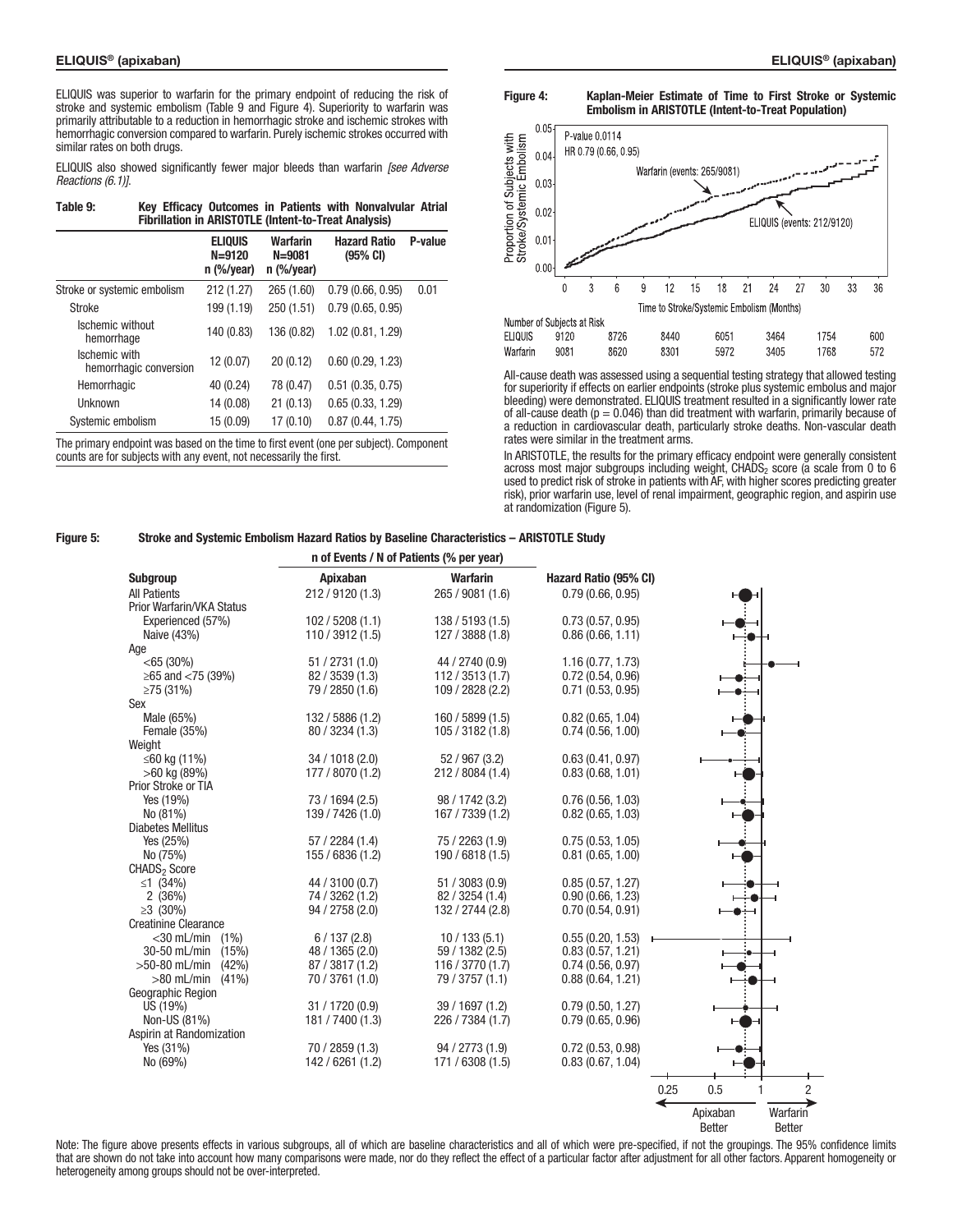ELIQUIS was superior to warfarin for the primary endpoint of reducing the risk of stroke and systemic embolism (Table 9 and Figure 4). Superiority to warfarin was primarily attributable to a reduction in hemorrhagic stroke and ischemic strokes with hemorrhagic conversion compared to warfarin. Purely ischemic strokes occurred with similar rates on both drugs.

ELIQUIS also showed significantly fewer major bleeds than warfarin *[see Adverse Reactions (6.1)]*.

**Table 9: Key Efficacy Outcomes in Patients with Nonvalvular Atrial Fibrillation in ARISTOTLE (Intent-to-Treat Analysis)**

| | ELIQUIS N=9120 n (%/year) | Warfarin N=9081 n (%/year) | Hazard Ratio (95% CI) | P-value |
|---|---|---|---|---|
| Stroke or systemic embolism | 212 (1.27) | 265 (1.60) | 0.79 (0.66, 0.95) | 0.01 |
| Stroke | 199 (1.19) | 250 (1.51) | 0.79 (0.65, 0.95) | |
| Ischemic without hemorrhage | 140 (0.83) | 136 (0.82) | 1.02 (0.81, 1.29) | |
| Ischemic with hemorrhagic conversion | 12 (0.07) | 20 (0.12) | 0.60 (0.29, 1.23) | |
| Hemorrhagic | 40 (0.24) | 78 (0.47) | 0.51 (0.35, 0.75) | |
| Unknown | 14 (0.08) | 21 (0.13) | 0.65 (0.33, 1.29) | |
| Systemic embolism | 15 (0.09) | 17 (0.10) | 0.87 (0.44, 1.75) | |

The primary endpoint was based on the time to first event (one per subject). Component counts are for subjects with any event, not necessarily the first.

**Figure 4: Kaplan-Meier Estimate of Time to First Stroke or Systemic Embolism in ARISTOTLE (Intent-to-Treat Population)**

P-value 0.0114
HR 0.79 (0.66, 0.95)
Warfarin (events: 265/9081)
ELIQUIS (events: 212/9120)

Time to Stroke/Systemic Embolism (Months)

Number of Subjects at Risk

| | 0 | 6 | 12 | 18 | 24 | 30 | 36 |
|---|---|---|---|---|---|---|---|
| ELIQUIS | 9120 | 8726 | 8440 | 6051 | 3464 | 1754 | 600 |
| Warfarin | 9081 | 8620 | 8301 | 5972 | 3405 | 1768 | 572 |

All-cause death was assessed using a sequential testing strategy that allowed testing for superiority if effects on earlier endpoints (stroke plus systemic embolus and major bleeding) were demonstrated. ELIQUIS treatment resulted in a significantly lower rate of all-cause death ($p = 0.046$) than did treatment with warfarin, primarily because of a reduction in cardiovascular death, particularly stroke deaths. Non-vascular death rates were similar in the treatment arms.

In ARISTOTLE, the results for the primary efficacy endpoint were generally consistent across most major subgroups including weight, $CHADS_2$ score (a scale from 0 to 6 used to predict risk of stroke in patients with AF, with higher scores predicting greater risk), prior warfarin use, level of renal impairment, geographic region, and aspirin use at randomization (Figure 5).

**Figure 5: Stroke and Systemic Embolism Hazard Ratios by Baseline Characteristics – ARISTOTLE Study**

| Subgroup | Apixaban n of Events / N of Patients (% per year) | Warfarin n of Events / N of Patients (% per year) | Hazard Ratio (95% CI) |
|---|---|---|---|
| All Patients | 212 / 9120 (1.3) | 265 / 9081 (1.6) | 0.79 (0.66, 0.95) |
| **Prior Warfarin/VKA Status** | | | |
| Experienced (57%) | 102 / 5208 (1.1) | 138 / 5193 (1.5) | 0.73 (0.57, 0.95) |
| Naive (43%) | 110 / 3912 (1.5) | 127 / 3888 (1.8) | 0.86 (0.66, 1.11) |
| **Age** | | | |
| <65 (30%) | 51 / 2731 (1.0) | 44 / 2740 (0.9) | 1.16 (0.77, 1.73) |
| ≥65 and <75 (39%) | 82 / 3539 (1.3) | 112 / 3513 (1.7) | 0.72 (0.54, 0.96) |
| ≥75 (31%) | 79 / 2850 (1.6) | 109 / 2828 (2.2) | 0.71 (0.53, 0.95) |
| **Sex** | | | |
| Male (65%) | 132 / 5886 (1.2) | 160 / 5899 (1.5) | 0.82 (0.65, 1.04) |
| Female (35%) | 80 / 3234 (1.3) | 105 / 3182 (1.8) | 0.74 (0.56, 1.00) |
| **Weight** | | | |
| ≤60 kg (11%) | 34 / 1018 (2.0) | 52 / 967 (3.2) | 0.63 (0.41, 0.97) |
| >60 kg (89%) | 177 / 8070 (1.2) | 212 / 8084 (1.4) | 0.83 (0.68, 1.01) |
| **Prior Stroke or TIA** | | | |
| Yes (19%) | 73 / 1694 (2.5) | 98 / 1742 (3.2) | 0.76 (0.56, 1.03) |
| No (81%) | 139 / 7426 (1.0) | 167 / 7339 (1.2) | 0.82 (0.65, 1.03) |
| **Diabetes Mellitus** | | | |
| Yes (25%) | 57 / 2284 (1.4) | 75 / 2263 (1.9) | 0.75 (0.53, 1.05) |
| No (75%) | 155 / 6836 (1.2) | 190 / 6818 (1.5) | 0.81 (0.65, 1.00) |
| **$CHADS_2$ Score** | | | |
| ≤1 (34%) | 44 / 3100 (0.7) | 51 / 3083 (0.9) | 0.85 (0.57, 1.27) |
| 2 (36%) | 74 / 3262 (1.2) | 82 / 3254 (1.4) | 0.90 (0.66, 1.23) |
| ≥3 (30%) | 94 / 2758 (2.0) | 132 / 2744 (2.8) | 0.70 (0.54, 0.91) |
| **Creatinine Clearance** | | | |
| <30 mL/min (1%) | 6 / 137 (2.8) | 10 / 133 (5.1) | 0.55 (0.20, 1.53) |
| 30-50 mL/min (15%) | 48 / 1365 (2.0) | 59 / 1382 (2.5) | 0.83 (0.57, 1.21) |
| >50-80 mL/min (42%) | 87 / 3817 (1.2) | 116 / 3770 (1.7) | 0.74 (0.56, 0.97) |
| >80 mL/min (41%) | 70 / 3761 (1.0) | 79 / 3757 (1.1) | 0.88 (0.64, 1.21) |
| **Geographic Region** | | | |
| US (19%) | 31 / 1720 (0.9) | 39 / 1697 (1.2) | 0.79 (0.50, 1.27) |
| Non-US (81%) | 181 / 7400 (1.3) | 226 / 7384 (1.7) | 0.79 (0.65, 0.96) |
| **Aspirin at Randomization** | | | |
| Yes (31%) | 70 / 2859 (1.3) | 94 / 2773 (1.9) | 0.72 (0.53, 0.98) |
| No (69%) | 142 / 6261 (1.2) | 171 / 6308 (1.5) | 0.83 (0.67, 1.04) |

← Apixaban Better | Warfarin Better →

Note: The figure above presents effects in various subgroups, all of which are baseline characteristics and all of which were pre-specified, if not the groupings. The 95% confidence limits that are shown do not take into account how many comparisons were made, nor do they reflect the effect of a particular factor after adjustment for all other factors. Apparent homogeneity or heterogeneity among groups should not be over-interpreted.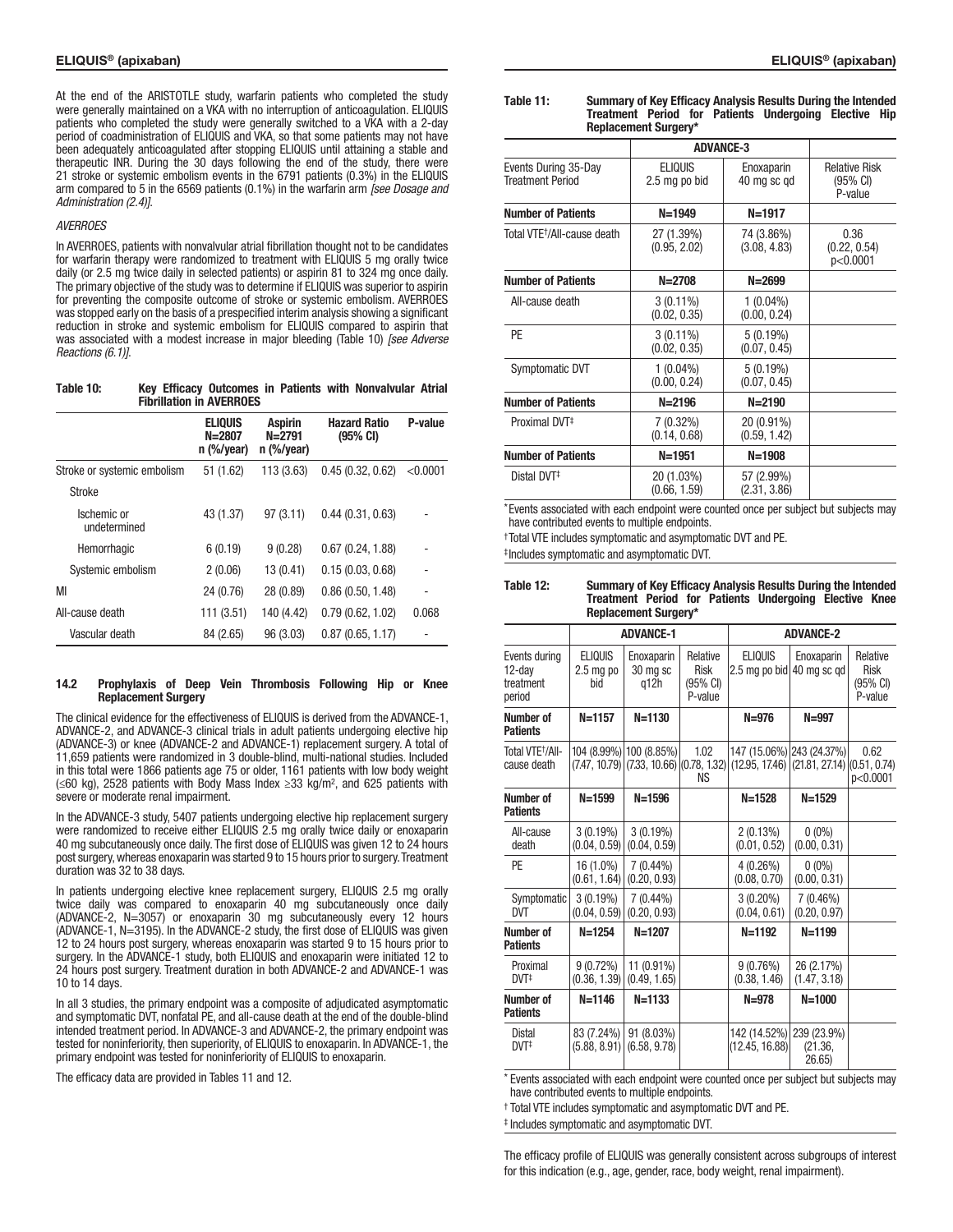At the end of the ARISTOTLE study, warfarin patients who completed the study were generally maintained on a VKA with no interruption of anticoagulation. ELIQUIS patients who completed the study were generally switched to a VKA with a 2-day period of coadministration of ELIQUIS and VKA, so that some patients may not have been adequately anticoagulated after stopping ELIQUIS until attaining a stable and therapeutic INR. During the 30 days following the end of the study, there were 21 stroke or systemic embolism events in the 6791 patients (0.3%) in the ELIQUIS arm compared to 5 in the 6569 patients (0.1%) in the warfarin arm *[see Dosage and Administration (2.4)]*.

*AVERROES*

In AVERROES, patients with nonvalvular atrial fibrillation thought not to be candidates for warfarin therapy were randomized to treatment with ELIQUIS 5 mg orally twice daily (or 2.5 mg twice daily in selected patients) or aspirin 81 to 324 mg once daily. The primary objective of the study was to determine if ELIQUIS was superior to aspirin for preventing the composite outcome of stroke or systemic embolism. AVERROES was stopped early on the basis of a prespecified interim analysis showing a significant reduction in stroke and systemic embolism for ELIQUIS compared to aspirin that was associated with a modest increase in major bleeding (Table 10) *[see Adverse Reactions (6.1)]*.

**Table 10: Key Efficacy Outcomes in Patients with Nonvalvular Atrial Fibrillation in AVERROES**

| | ELIQUIS N=2807 n (%/year) | Aspirin N=2791 n (%/year) | Hazard Ratio (95% CI) | P-value |
|---|---|---|---|---|
| Stroke or systemic embolism | 51 (1.62) | 113 (3.63) | 0.45 (0.32, 0.62) | <0.0001 |
| Stroke | | | | |
| Ischemic or undetermined | 43 (1.37) | 97 (3.11) | 0.44 (0.31, 0.63) | - |
| Hemorrhagic | 6 (0.19) | 9 (0.28) | 0.67 (0.24, 1.88) | - |
| Systemic embolism | 2 (0.06) | 13 (0.41) | 0.15 (0.03, 0.68) | - |
| MI | 24 (0.76) | 28 (0.89) | 0.86 (0.50, 1.48) | - |
| All-cause death | 111 (3.51) | 140 (4.42) | 0.79 (0.62, 1.02) | 0.068 |
| Vascular death | 84 (2.65) | 96 (3.03) | 0.87 (0.65, 1.17) | - |

### 14.2 Prophylaxis of Deep Vein Thrombosis Following Hip or Knee Replacement Surgery

The clinical evidence for the effectiveness of ELIQUIS is derived from the ADVANCE-1, ADVANCE-2, and ADVANCE-3 clinical trials in adult patients undergoing elective hip (ADVANCE-3) or knee (ADVANCE-2 and ADVANCE-1) replacement surgery. A total of 11,659 patients were randomized in 3 double-blind, multi-national studies. Included in this total were 1866 patients age 75 or older, 1161 patients with low body weight (≤60 kg), 2528 patients with Body Mass Index ≥33 kg/m$^2$, and 625 patients with severe or moderate renal impairment.

In the ADVANCE-3 study, 5407 patients undergoing elective hip replacement surgery were randomized to receive either ELIQUIS 2.5 mg orally twice daily or enoxaparin 40 mg subcutaneously once daily. The first dose of ELIQUIS was given 12 to 24 hours post surgery, whereas enoxaparin was started 9 to 15 hours prior to surgery. Treatment duration was 32 to 38 days.

In patients undergoing elective knee replacement surgery, ELIQUIS 2.5 mg orally twice daily was compared to enoxaparin 40 mg subcutaneously once daily (ADVANCE-2, N=3057) or enoxaparin 30 mg subcutaneously every 12 hours (ADVANCE-1, N=3195). In the ADVANCE-2 study, the first dose of ELIQUIS was given 12 to 24 hours post surgery, whereas enoxaparin was started 9 to 15 hours prior to surgery. In the ADVANCE-1 study, both ELIQUIS and enoxaparin were initiated 12 to 24 hours post surgery. Treatment duration in both ADVANCE-2 and ADVANCE-1 was 10 to 14 days.

In all 3 studies, the primary endpoint was a composite of adjudicated asymptomatic and symptomatic DVT, nonfatal PE, and all-cause death at the end of the double-blind intended treatment period. In ADVANCE-3 and ADVANCE-2, the primary endpoint was tested for noninferiority, then superiority, of ELIQUIS to enoxaparin. In ADVANCE-1, the primary endpoint was tested for noninferiority of ELIQUIS to enoxaparin.

The efficacy data are provided in Tables 11 and 12.

**Table 11: Summary of Key Efficacy Analysis Results During the Intended Treatment Period for Patients Undergoing Elective Hip Replacement Surgery***

| | ADVANCE-3 | | |
|---|---|---|---|
| Events During 35-Day Treatment Period | ELIQUIS 2.5 mg po bid | Enoxaparin 40 mg sc qd | Relative Risk (95% CI) P-value |
| **Number of Patients** | **N=1949** | **N=1917** | |
| Total VTE†/All-cause death | 27 (1.39%) (0.95, 2.02) | 74 (3.86%) (3.08, 4.83) | 0.36 (0.22, 0.54) p<0.0001 |
| **Number of Patients** | **N=2708** | **N=2699** | |
| All-cause death | 3 (0.11%) (0.02, 0.35) | 1 (0.04%) (0.00, 0.24) | |
| PE | 3 (0.11%) (0.02, 0.35) | 5 (0.19%) (0.07, 0.45) | |
| Symptomatic DVT | 1 (0.04%) (0.00, 0.24) | 5 (0.19%) (0.07, 0.45) | |
| **Number of Patients** | **N=2196** | **N=2190** | |
| Proximal DVT‡ | 7 (0.32%) (0.14, 0.68) | 20 (0.91%) (0.59, 1.42) | |
| **Number of Patients** | **N=1951** | **N=1908** | |
| Distal DVT‡ | 20 (1.03%) (0.66, 1.59) | 57 (2.99%) (2.31, 3.86) | |

*Events associated with each endpoint were counted once per subject but subjects may have contributed events to multiple endpoints.

†Total VTE includes symptomatic and asymptomatic DVT and PE.

‡Includes symptomatic and asymptomatic DVT.

**Table 12: Summary of Key Efficacy Analysis Results During the Intended Treatment Period for Patients Undergoing Elective Knee Replacement Surgery***

| | ADVANCE-1 | | | ADVANCE-2 | | |
|---|---|---|---|---|---|---|
| Events during 12-day treatment period | ELIQUIS 2.5 mg po bid | Enoxaparin 30 mg sc q12h | Relative Risk (95% CI) P-value | ELIQUIS 2.5 mg po bid | Enoxaparin 40 mg sc qd | Relative Risk (95% CI) P-value |
| **Number of Patients** | **N=1157** | **N=1130** | | **N=976** | **N=997** | |
| Total VTE†/All-cause death | 104 (8.99%) (7.47, 10.79) | 100 (8.85%) (7.33, 10.66) | 1.02 (0.78, 1.32) NS | 147 (15.06%) (12.95, 17.46) | 243 (24.37%) (21.81, 27.14) | 0.62 (0.51, 0.74) p<0.0001 |
| **Number of Patients** | **N=1599** | **N=1596** | | **N=1528** | **N=1529** | |
| All-cause death | 3 (0.19%) (0.04, 0.59) | 3 (0.19%) (0.04, 0.59) | | 2 (0.13%) (0.01, 0.52) | 0 (0%) (0.00, 0.31) | |
| PE | 16 (1.0%) (0.61, 1.64) | 7 (0.44%) (0.20, 0.93) | | 4 (0.26%) (0.08, 0.70) | 0 (0%) (0.00, 0.31) | |
| Symptomatic DVT | 3 (0.19%) (0.04, 0.59) | 7 (0.44%) (0.20, 0.93) | | 3 (0.20%) (0.04, 0.61) | 7 (0.46%) (0.20, 0.97) | |
| **Number of Patients** | **N=1254** | **N=1207** | | **N=1192** | **N=1199** | |
| Proximal DVT‡ | 9 (0.72%) (0.36, 1.39) | 11 (0.91%) (0.49, 1.65) | | 9 (0.76%) (0.38, 1.46) | 26 (2.17%) (1.47, 3.18) | |
| **Number of Patients** | **N=1146** | **N=1133** | | **N=978** | **N=1000** | |
| Distal DVT‡ | 83 (7.24%) (5.88, 8.91) | 91 (8.03%) (6.58, 9.78) | | 142 (14.52%) (12.45, 16.88) | 239 (23.9%) (21.36, 26.65) | |

* Events associated with each endpoint were counted once per subject but subjects may have contributed events to multiple endpoints.

† Total VTE includes symptomatic and asymptomatic DVT and PE.

‡ Includes symptomatic and asymptomatic DVT.

The efficacy profile of ELIQUIS was generally consistent across subgroups of interest for this indication (e.g., age, gender, race, body weight, renal impairment).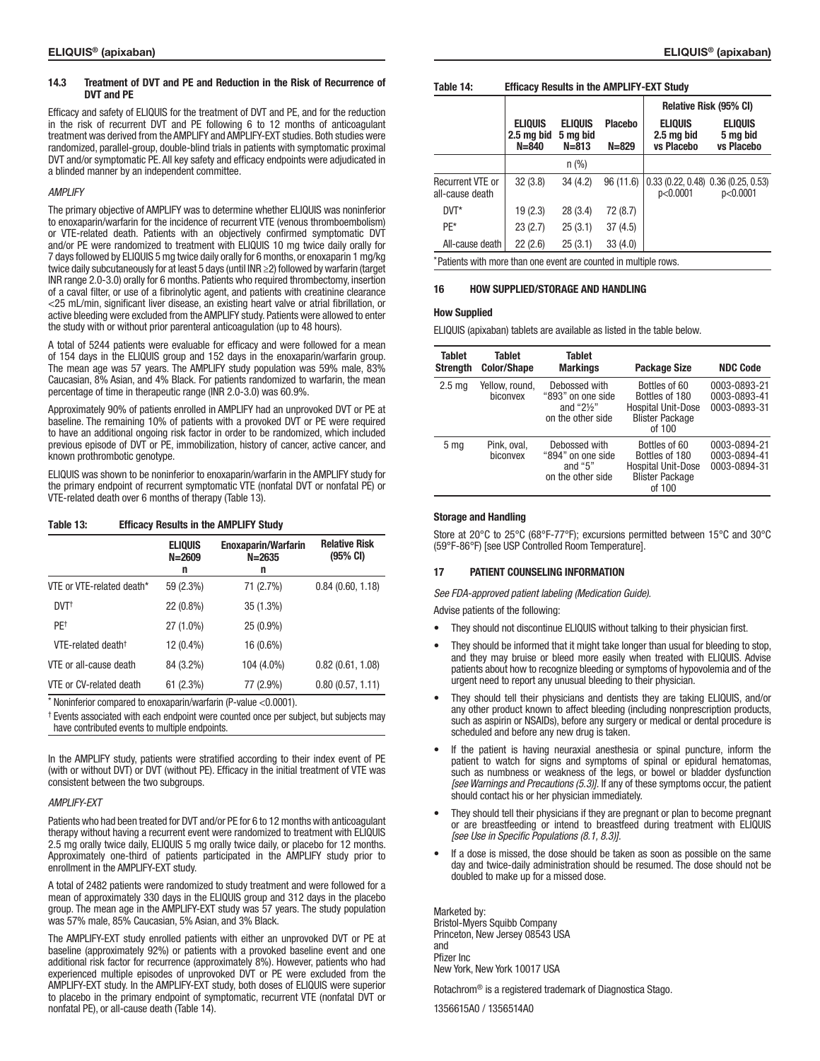### 14.3 Treatment of DVT and PE and Reduction in the Risk of Recurrence of DVT and PE

Efficacy and safety of ELIQUIS for the treatment of DVT and PE, and for the reduction in the risk of recurrent DVT and PE following 6 to 12 months of anticoagulant treatment was derived from the AMPLIFY and AMPLIFY-EXT studies. Both studies were randomized, parallel-group, double-blind trials in patients with symptomatic proximal DVT and/or symptomatic PE. All key safety and efficacy endpoints were adjudicated in a blinded manner by an independent committee.

*AMPLIFY*

The primary objective of AMPLIFY was to determine whether ELIQUIS was noninferior to enoxaparin/warfarin for the incidence of recurrent VTE (venous thromboembolism) or VTE-related death. Patients with an objectively confirmed symptomatic DVT and/or PE were randomized to treatment with ELIQUIS 10 mg twice daily orally for 7 days followed by ELIQUIS 5 mg twice daily orally for 6 months, or enoxaparin 1 mg/kg twice daily subcutaneously for at least 5 days (until INR ≥2) followed by warfarin (target INR range 2.0-3.0) orally for 6 months. Patients who required thrombectomy, insertion of a caval filter, or use of a fibrinolytic agent, and patients with creatinine clearance <25 mL/min, significant liver disease, an existing heart valve or atrial fibrillation, or active bleeding were excluded from the AMPLIFY study. Patients were allowed to enter the study with or without prior parenteral anticoagulation (up to 48 hours).

A total of 5244 patients were evaluable for efficacy and were followed for a mean of 154 days in the ELIQUIS group and 152 days in the enoxaparin/warfarin group. The mean age was 57 years. The AMPLIFY study population was 59% male, 83% Caucasian, 8% Asian, and 4% Black. For patients randomized to warfarin, the mean percentage of time in therapeutic range (INR 2.0-3.0) was 60.9%.

Approximately 90% of patients enrolled in AMPLIFY had an unprovoked DVT or PE at baseline. The remaining 10% of patients with a provoked DVT or PE were required to have an additional ongoing risk factor in order to be randomized, which included previous episode of DVT or PE, immobilization, history of cancer, active cancer, and known prothrombotic genotype.

ELIQUIS was shown to be noninferior to enoxaparin/warfarin in the AMPLIFY study for the primary endpoint of recurrent symptomatic VTE (nonfatal DVT or nonfatal PE) or VTE-related death over 6 months of therapy (Table 13).

**Table 13: Efficacy Results in the AMPLIFY Study**

| | ELIQUIS N=2609 n | Enoxaparin/Warfarin N=2635 n | Relative Risk (95% CI) |
|---|---|---|---|
| VTE or VTE-related death* | 59 (2.3%) | 71 (2.7%) | 0.84 (0.60, 1.18) |
| DVT[†] | 22 (0.8%) | 35 (1.3%) | |
| PE[†] | 27 (1.0%) | 25 (0.9%) | |
| VTE-related death[†] | 12 (0.4%) | 16 (0.6%) | |
| VTE or all-cause death | 84 (3.2%) | 104 (4.0%) | 0.82 (0.61, 1.08) |
| VTE or CV-related death | 61 (2.3%) | 77 (2.9%) | 0.80 (0.57, 1.11) |

\* Noninferior compared to enoxaparin/warfarin (P-value <0.0001).

[†] Events associated with each endpoint were counted once per subject, but subjects may have contributed events to multiple endpoints.

In the AMPLIFY study, patients were stratified according to their index event of PE (with or without DVT) or DVT (without PE). Efficacy in the initial treatment of VTE was consistent between the two subgroups.

*AMPLIFY-EXT*

Patients who had been treated for DVT and/or PE for 6 to 12 months with anticoagulant therapy without having a recurrent event were randomized to treatment with ELIQUIS 2.5 mg orally twice daily, ELIQUIS 5 mg orally twice daily, or placebo for 12 months. Approximately one-third of patients participated in the AMPLIFY study prior to enrollment in the AMPLIFY-EXT study.

A total of 2482 patients were randomized to study treatment and were followed for a mean of approximately 330 days in the ELIQUIS group and 312 days in the placebo group. The mean age in the AMPLIFY-EXT study was 57 years. The study population was 57% male, 85% Caucasian, 5% Asian, and 3% Black.

The AMPLIFY-EXT study enrolled patients with either an unprovoked DVT or PE at baseline (approximately 92%) or patients with a provoked baseline event and one additional risk factor for recurrence (approximately 8%). However, patients who had experienced multiple episodes of unprovoked DVT or PE were excluded from the AMPLIFY-EXT study. In the AMPLIFY-EXT study, both doses of ELIQUIS were superior to placebo in the primary endpoint of symptomatic, recurrent VTE (nonfatal DVT or nonfatal PE), or all-cause death (Table 14).

**Table 14: Efficacy Results in the AMPLIFY-EXT Study**

| | ELIQUIS 2.5 mg bid N=840 | ELIQUIS 5 mg bid N=813 | Placebo N=829 | Relative Risk (95% CI) | |
|---|---|---|---|---|---|
| | | | | ELIQUIS 2.5 mg bid vs Placebo | ELIQUIS 5 mg bid vs Placebo |
| | n (%) | | | | |
| Recurrent VTE or all-cause death | 32 (3.8) | 34 (4.2) | 96 (11.6) | 0.33 (0.22, 0.48) p<0.0001 | 0.36 (0.25, 0.53) p<0.0001 |
| DVT* | 19 (2.3) | 28 (3.4) | 72 (8.7) | | |
| PE* | 23 (2.7) | 25 (3.1) | 37 (4.5) | | |
| All-cause death | 22 (2.6) | 25 (3.1) | 33 (4.0) | | |

\*Patients with more than one event are counted in multiple rows.

## 16 HOW SUPPLIED/STORAGE AND HANDLING

**How Supplied**

ELIQUIS (apixaban) tablets are available as listed in the table below.

| Tablet Strength | Tablet Color/Shape | Tablet Markings | Package Size | NDC Code |
|---|---|---|---|---|
| 2.5 mg | Yellow, round, biconvex | Debossed with "893" on one side and "2½" on the other side | Bottles of 60<br>Bottles of 180<br>Hospital Unit-Dose Blister Package of 100 | 0003-0893-21<br>0003-0893-41<br>0003-0893-31 |
| 5 mg | Pink, oval, biconvex | Debossed with "894" on one side and "5" on the other side | Bottles of 60<br>Bottles of 180<br>Hospital Unit-Dose Blister Package of 100 | 0003-0894-21<br>0003-0894-41<br>0003-0894-31 |

**Storage and Handling**

Store at 20°C to 25°C (68°F-77°F); excursions permitted between 15°C and 30°C (59°F-86°F) [see USP Controlled Room Temperature].

## 17 PATIENT COUNSELING INFORMATION

*See FDA-approved patient labeling (Medication Guide).*

Advise patients of the following:

- They should not discontinue ELIQUIS without talking to their physician first.
- They should be informed that it might take longer than usual for bleeding to stop, and they may bruise or bleed more easily when treated with ELIQUIS. Advise patients about how to recognize bleeding or symptoms of hypovolemia and of the urgent need to report any unusual bleeding to their physician.
- They should tell their physicians and dentists they are taking ELIQUIS, and/or any other product known to affect bleeding (including nonprescription products, such as aspirin or NSAIDs), before any surgery or medical or dental procedure is scheduled and before any new drug is taken.
- If the patient is having neuraxial anesthesia or spinal puncture, inform the patient to watch for signs and symptoms of spinal or epidural hematomas, such as numbness or weakness of the legs, or bowel or bladder dysfunction *[see Warnings and Precautions (5.3)]*. If any of these symptoms occur, the patient should contact his or her physician immediately.
- They should tell their physicians if they are pregnant or plan to become pregnant or are breastfeeding or intend to breastfeed during treatment with ELIQUIS *[see Use in Specific Populations (8.1, 8.3)]*.
- If a dose is missed, the dose should be taken as soon as possible on the same day and twice-daily administration should be resumed. The dose should not be doubled to make up for a missed dose.

Marketed by:
Bristol-Myers Squibb Company
Princeton, New Jersey 08543 USA
and
Pfizer Inc
New York, New York 10017 USA

Rotachrom® is a registered trademark of Diagnostica Stago.

1356615A0 / 1356514A0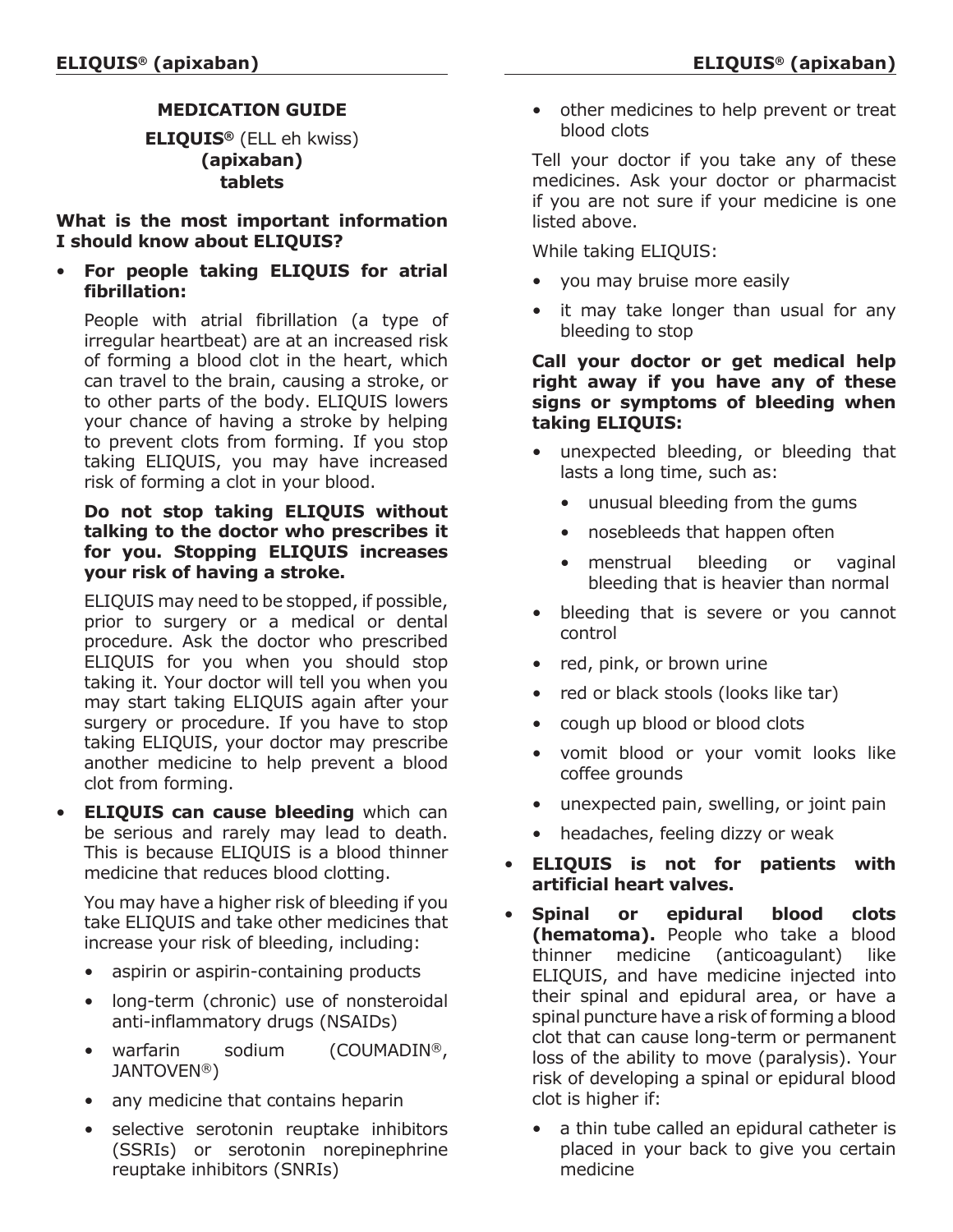## MEDICATION GUIDE

**ELIQUIS®** (ELL eh kwiss)
**(apixaban)**
**tablets**

**What is the most important information I should know about ELIQUIS?**

- **For people taking ELIQUIS for atrial fibrillation:**

  People with atrial fibrillation (a type of irregular heartbeat) are at an increased risk of forming a blood clot in the heart, which can travel to the brain, causing a stroke, or to other parts of the body. ELIQUIS lowers your chance of having a stroke by helping to prevent clots from forming. If you stop taking ELIQUIS, you may have increased risk of forming a clot in your blood.

  **Do not stop taking ELIQUIS without talking to the doctor who prescribes it for you. Stopping ELIQUIS increases your risk of having a stroke.**

  ELIQUIS may need to be stopped, if possible, prior to surgery or a medical or dental procedure. Ask the doctor who prescribed ELIQUIS for you when you should stop taking it. Your doctor will tell you when you may start taking ELIQUIS again after your surgery or procedure. If you have to stop taking ELIQUIS, your doctor may prescribe another medicine to help prevent a blood clot from forming.

- **ELIQUIS can cause bleeding** which can be serious and rarely may lead to death. This is because ELIQUIS is a blood thinner medicine that reduces blood clotting.

  You may have a higher risk of bleeding if you take ELIQUIS and take other medicines that increase your risk of bleeding, including:

  - aspirin or aspirin-containing products
  - long-term (chronic) use of nonsteroidal anti-inflammatory drugs (NSAIDs)
  - warfarin sodium (COUMADIN®, JANTOVEN®)
  - any medicine that contains heparin
  - selective serotonin reuptake inhibitors (SSRIs) or serotonin norepinephrine reuptake inhibitors (SNRIs)
  - other medicines to help prevent or treat blood clots

  Tell your doctor if you take any of these medicines. Ask your doctor or pharmacist if you are not sure if your medicine is one listed above.

  While taking ELIQUIS:

  - you may bruise more easily
  - it may take longer than usual for any bleeding to stop

  **Call your doctor or get medical help right away if you have any of these signs or symptoms of bleeding when taking ELIQUIS:**

  - unexpected bleeding, or bleeding that lasts a long time, such as:
    - unusual bleeding from the gums
    - nosebleeds that happen often
    - menstrual bleeding or vaginal bleeding that is heavier than normal
  - bleeding that is severe or you cannot control
  - red, pink, or brown urine
  - red or black stools (looks like tar)
  - cough up blood or blood clots
  - vomit blood or your vomit looks like coffee grounds
  - unexpected pain, swelling, or joint pain
  - headaches, feeling dizzy or weak

- **ELIQUIS is not for patients with artificial heart valves.**
- **Spinal or epidural blood clots (hematoma).** People who take a blood thinner medicine (anticoagulant) like ELIQUIS, and have medicine injected into their spinal and epidural area, or have a spinal puncture have a risk of forming a blood clot that can cause long-term or permanent loss of the ability to move (paralysis). Your risk of developing a spinal or epidural blood clot is higher if:
  - a thin tube called an epidural catheter is placed in your back to give you certain medicine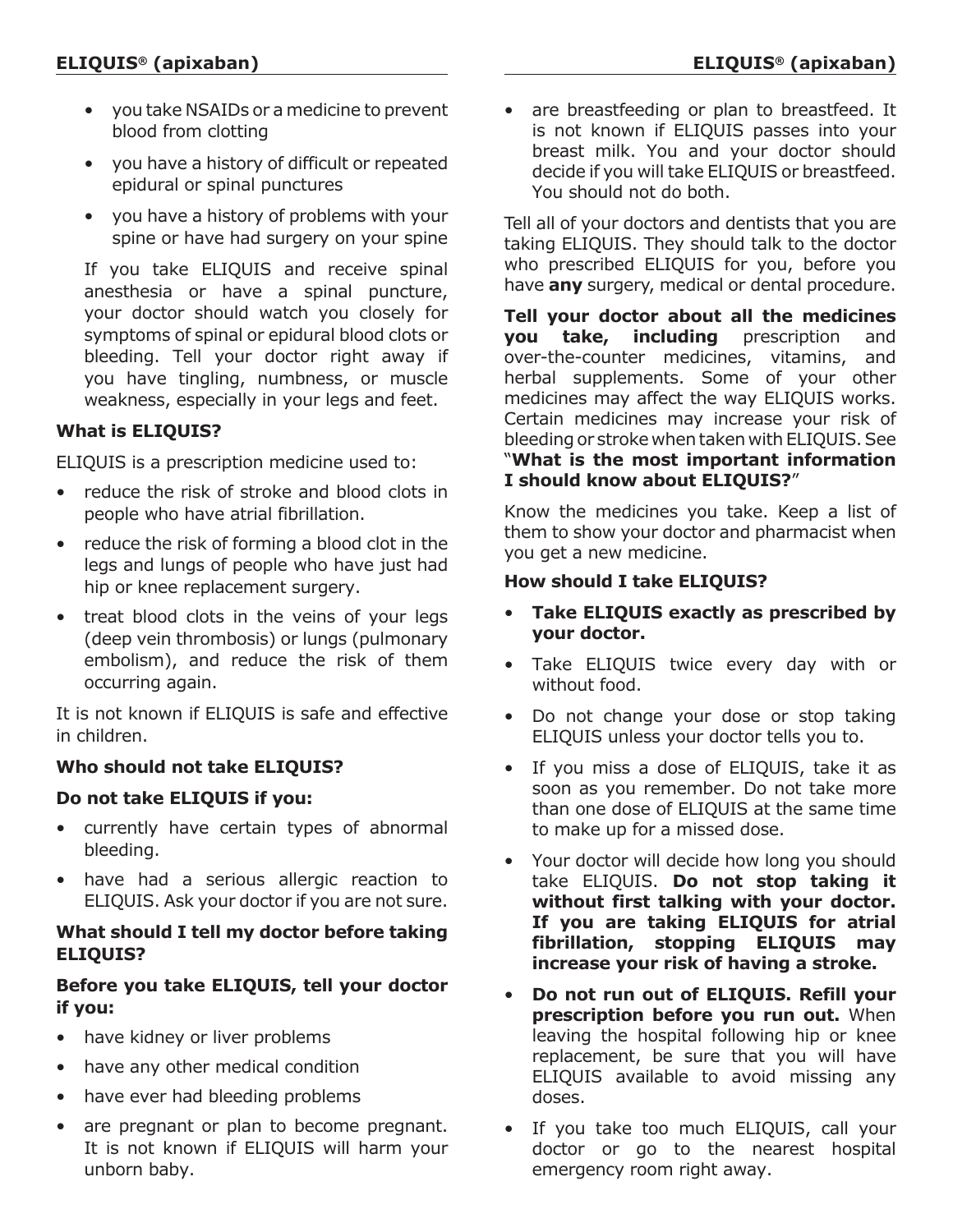- you take NSAIDs or a medicine to prevent blood from clotting
- you have a history of difficult or repeated epidural or spinal punctures
- you have a history of problems with your spine or have had surgery on your spine

If you take ELIQUIS and receive spinal anesthesia or have a spinal puncture, your doctor should watch you closely for symptoms of spinal or epidural blood clots or bleeding. Tell your doctor right away if you have tingling, numbness, or muscle weakness, especially in your legs and feet.

**What is ELIQUIS?**

ELIQUIS is a prescription medicine used to:

- reduce the risk of stroke and blood clots in people who have atrial fibrillation.
- reduce the risk of forming a blood clot in the legs and lungs of people who have just had hip or knee replacement surgery.
- treat blood clots in the veins of your legs (deep vein thrombosis) or lungs (pulmonary embolism), and reduce the risk of them occurring again.

It is not known if ELIQUIS is safe and effective in children.

**Who should not take ELIQUIS?**

**Do not take ELIQUIS if you:**

- currently have certain types of abnormal bleeding.
- have had a serious allergic reaction to ELIQUIS. Ask your doctor if you are not sure.

**What should I tell my doctor before taking ELIQUIS?**

**Before you take ELIQUIS, tell your doctor if you:**

- have kidney or liver problems
- have any other medical condition
- have ever had bleeding problems
- are pregnant or plan to become pregnant. It is not known if ELIQUIS will harm your unborn baby.
- are breastfeeding or plan to breastfeed. It is not known if ELIQUIS passes into your breast milk. You and your doctor should decide if you will take ELIQUIS or breastfeed. You should not do both.

Tell all of your doctors and dentists that you are taking ELIQUIS. They should talk to the doctor who prescribed ELIQUIS for you, before you have **any** surgery, medical or dental procedure.

**Tell your doctor about all the medicines you take, including** prescription and over-the-counter medicines, vitamins, and herbal supplements. Some of your other medicines may affect the way ELIQUIS works. Certain medicines may increase your risk of bleeding or stroke when taken with ELIQUIS. See "**What is the most important information I should know about ELIQUIS?**"

Know the medicines you take. Keep a list of them to show your doctor and pharmacist when you get a new medicine.

**How should I take ELIQUIS?**

- **Take ELIQUIS exactly as prescribed by your doctor.**
- Take ELIQUIS twice every day with or without food.
- Do not change your dose or stop taking ELIQUIS unless your doctor tells you to.
- If you miss a dose of ELIQUIS, take it as soon as you remember. Do not take more than one dose of ELIQUIS at the same time to make up for a missed dose.
- Your doctor will decide how long you should take ELIQUIS. **Do not stop taking it without first talking with your doctor. If you are taking ELIQUIS for atrial fibrillation, stopping ELIQUIS may increase your risk of having a stroke.**
- **Do not run out of ELIQUIS. Refill your prescription before you run out.** When leaving the hospital following hip or knee replacement, be sure that you will have ELIQUIS available to avoid missing any doses.
- If you take too much ELIQUIS, call your doctor or go to the nearest hospital emergency room right away.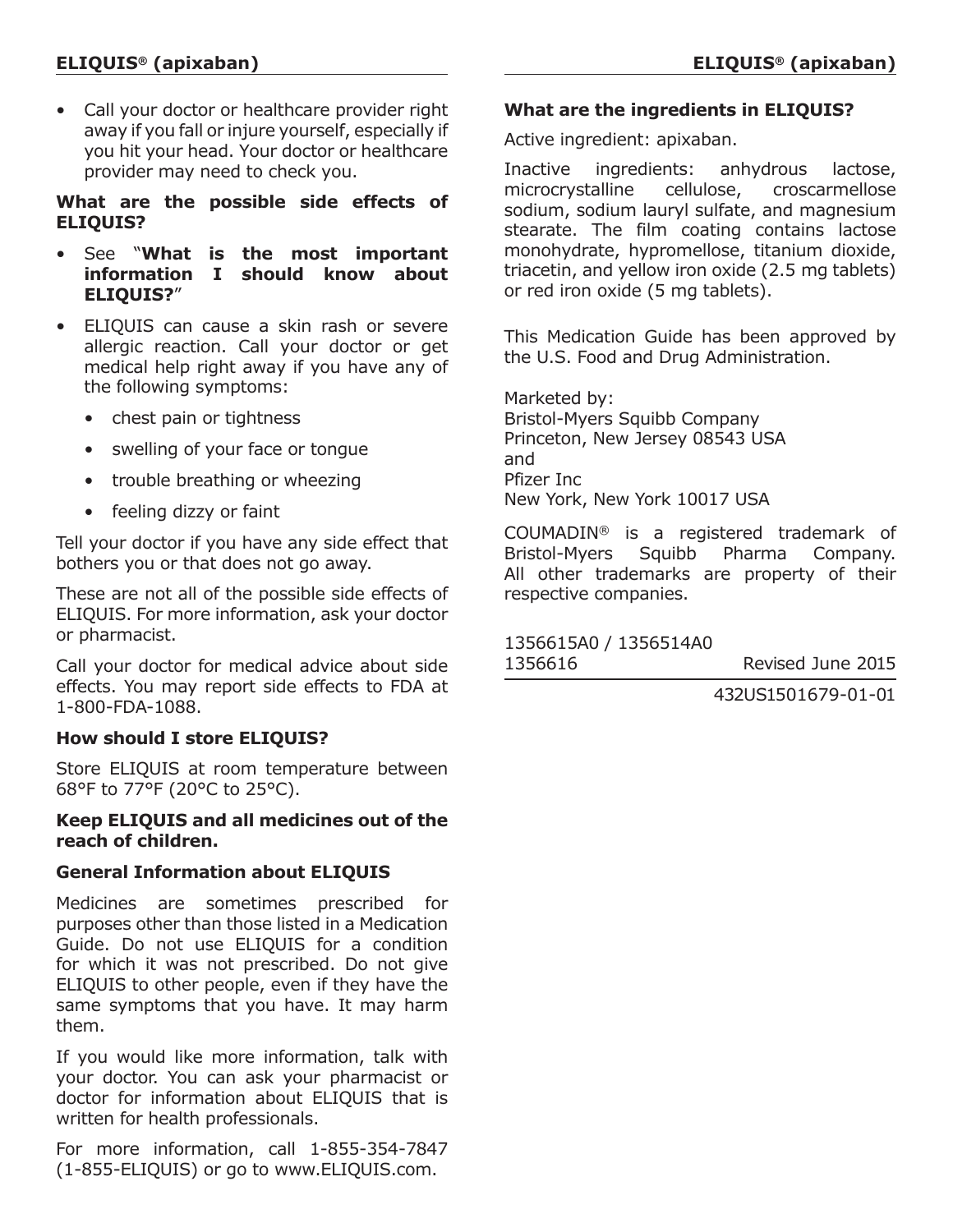- Call your doctor or healthcare provider right away if you fall or injure yourself, especially if you hit your head. Your doctor or healthcare provider may need to check you.

**What are the possible side effects of ELIQUIS?**

- See "**What is the most important information I should know about ELIQUIS?**"
- ELIQUIS can cause a skin rash or severe allergic reaction. Call your doctor or get medical help right away if you have any of the following symptoms:
  - chest pain or tightness
  - swelling of your face or tongue
  - trouble breathing or wheezing
  - feeling dizzy or faint

Tell your doctor if you have any side effect that bothers you or that does not go away.

These are not all of the possible side effects of ELIQUIS. For more information, ask your doctor or pharmacist.

Call your doctor for medical advice about side effects. You may report side effects to FDA at 1-800-FDA-1088.

**How should I store ELIQUIS?**

Store ELIQUIS at room temperature between 68°F to 77°F (20°C to 25°C).

**Keep ELIQUIS and all medicines out of the reach of children.**

**General Information about ELIQUIS**

Medicines are sometimes prescribed for purposes other than those listed in a Medication Guide. Do not use ELIQUIS for a condition for which it was not prescribed. Do not give ELIQUIS to other people, even if they have the same symptoms that you have. It may harm them.

If you would like more information, talk with your doctor. You can ask your pharmacist or doctor for information about ELIQUIS that is written for health professionals.

For more information, call 1-855-354-7847 (1-855-ELIQUIS) or go to www.ELIQUIS.com.

**What are the ingredients in ELIQUIS?**

Active ingredient: apixaban.

Inactive ingredients: anhydrous lactose, microcrystalline cellulose, croscarmellose sodium, sodium lauryl sulfate, and magnesium stearate. The film coating contains lactose monohydrate, hypromellose, titanium dioxide, triacetin, and yellow iron oxide (2.5 mg tablets) or red iron oxide (5 mg tablets).

This Medication Guide has been approved by the U.S. Food and Drug Administration.

Marketed by:
Bristol-Myers Squibb Company
Princeton, New Jersey 08543 USA
and
Pfizer Inc
New York, New York 10017 USA

COUMADIN® is a registered trademark of Bristol-Myers Squibb Pharma Company. All other trademarks are property of their respective companies.

1356615A0 / 1356514A0
1356616 Revised June 2015

432US1501679-01-01